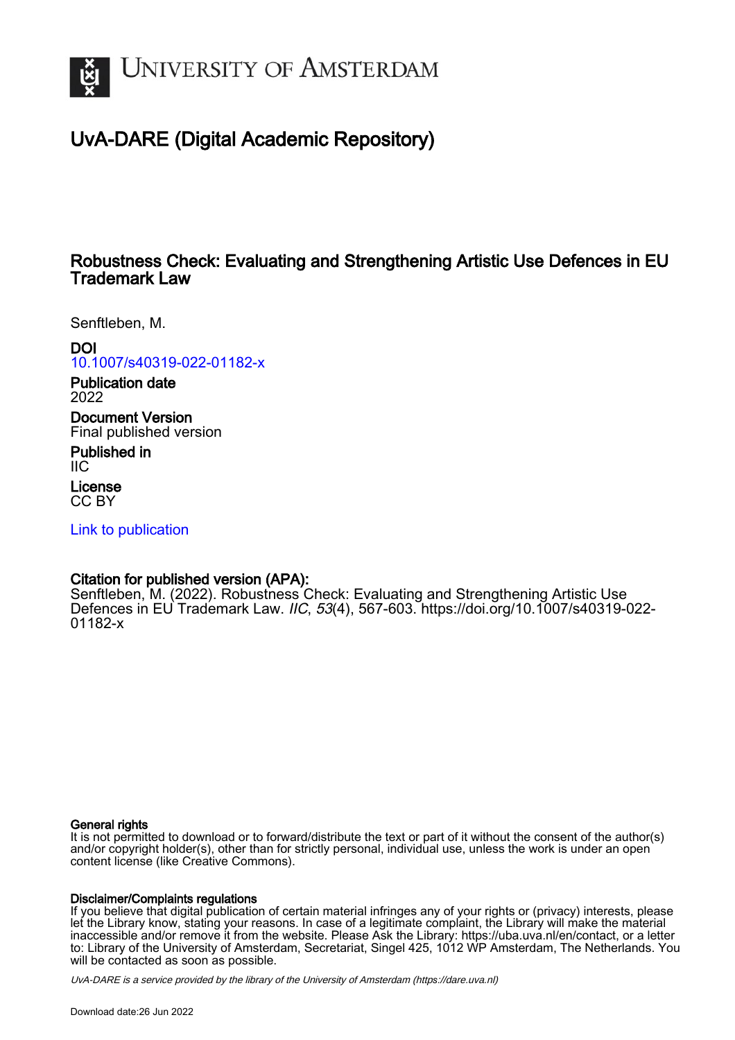# University of Amsterdam

## UvA-DARE (Digital Academic Repository)

### Robustness Check: Evaluating and Strengthening Artistic Use Defences in EU Trademark Law

Senftleben, M.

**DOI**
10.1007/s40319-022-01182-x

**Publication date**
2022

**Document Version**
Final published version

**Published in**
IIC

**License**
CC BY

Link to publication

**Citation for published version (APA):**
Senftleben, M. (2022). Robustness Check: Evaluating and Strengthening Artistic Use Defences in EU Trademark Law. *IIC*, *53*(4), 567-603. https://doi.org/10.1007/s40319-022-01182-x

**General rights**
It is not permitted to download or to forward/distribute the text or part of it without the consent of the author(s) and/or copyright holder(s), other than for strictly personal, individual use, unless the work is under an open content license (like Creative Commons).

**Disclaimer/Complaints regulations**
If you believe that digital publication of certain material infringes any of your rights or (privacy) interests, please let the Library know, stating your reasons. In case of a legitimate complaint, the Library will make the material inaccessible and/or remove it from the website. Please Ask the Library: https://uba.uva.nl/en/contact, or a letter to: Library of the University of Amsterdam, Secretariat, Singel 425, 1012 WP Amsterdam, The Netherlands. You will be contacted as soon as possible.

UvA-DARE is a service provided by the library of the University of Amsterdam (https://dare.uva.nl)

Download date:26 Jun 2022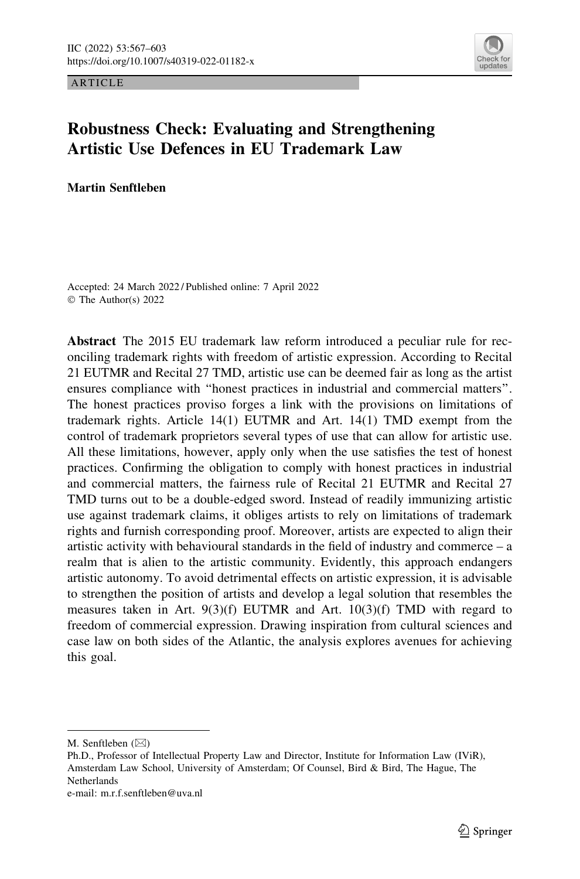ARTICLE

# Robustness Check: Evaluating and Strengthening Artistic Use Defences in EU Trademark Law

**Martin Senftleben**

Accepted: 24 March 2022 / Published online: 7 April 2022
© The Author(s) 2022

**Abstract** The 2015 EU trademark law reform introduced a peculiar rule for reconciling trademark rights with freedom of artistic expression. According to Recital 21 EUTMR and Recital 27 TMD, artistic use can be deemed fair as long as the artist ensures compliance with "honest practices in industrial and commercial matters". The honest practices proviso forges a link with the provisions on limitations of trademark rights. Article 14(1) EUTMR and Art. 14(1) TMD exempt from the control of trademark proprietors several types of use that can allow for artistic use. All these limitations, however, apply only when the use satisfies the test of honest practices. Confirming the obligation to comply with honest practices in industrial and commercial matters, the fairness rule of Recital 21 EUTMR and Recital 27 TMD turns out to be a double-edged sword. Instead of readily immunizing artistic use against trademark claims, it obliges artists to rely on limitations of trademark rights and furnish corresponding proof. Moreover, artists are expected to align their artistic activity with behavioural standards in the field of industry and commerce – a realm that is alien to the artistic community. Evidently, this approach endangers artistic autonomy. To avoid detrimental effects on artistic expression, it is advisable to strengthen the position of artists and develop a legal solution that resembles the measures taken in Art. 9(3)(f) EUTMR and Art. 10(3)(f) TMD with regard to freedom of commercial expression. Drawing inspiration from cultural sciences and case law on both sides of the Atlantic, the analysis explores avenues for achieving this goal.

---

M. Senftleben (✉)
Ph.D., Professor of Intellectual Property Law and Director, Institute for Information Law (IViR), Amsterdam Law School, University of Amsterdam; Of Counsel, Bird & Bird, The Hague, The Netherlands
e-mail: m.r.f.senftleben@uva.nl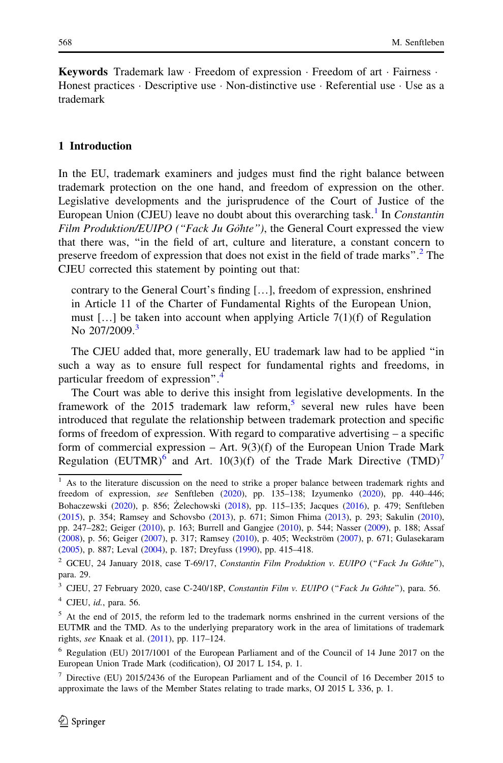**Keywords** Trademark law · Freedom of expression · Freedom of art · Fairness · Honest practices · Descriptive use · Non-distinctive use · Referential use · Use as a trademark

## 1 Introduction

In the EU, trademark examiners and judges must find the right balance between trademark protection on the one hand, and freedom of expression on the other. Legislative developments and the jurisprudence of the Court of Justice of the European Union (CJEU) leave no doubt about this overarching task.[1] In *Constantin Film Produktion/EUIPO ("Fack Ju Göhte")*, the General Court expressed the view that there was, "in the field of art, culture and literature, a constant concern to preserve freedom of expression that does not exist in the field of trade marks".[2] The CJEU corrected this statement by pointing out that:

> contrary to the General Court's finding […], freedom of expression, enshrined in Article 11 of the Charter of Fundamental Rights of the European Union, must […] be taken into account when applying Article 7(1)(f) of Regulation No 207/2009.[3]

The CJEU added that, more generally, EU trademark law had to be applied "in such a way as to ensure full respect for fundamental rights and freedoms, in particular freedom of expression".[4]

The Court was able to derive this insight from legislative developments. In the framework of the 2015 trademark law reform,[5] several new rules have been introduced that regulate the relationship between trademark protection and specific forms of freedom of expression. With regard to comparative advertising – a specific form of commercial expression – Art. 9(3)(f) of the European Union Trade Mark Regulation (EUTMR)[6] and Art. 10(3)(f) of the Trade Mark Directive (TMD)[7]

---

[1] As to the literature discussion on the need to strike a proper balance between trademark rights and freedom of expression, *see* Senftleben (2020), pp. 135–138; Izyumenko (2020), pp. 440–446; Bohaczewski (2020), p. 856; Żelechowski (2018), pp. 115–135; Jacques (2016), p. 479; Senftleben (2015), p. 354; Ramsey and Schovsbo (2013), p. 671; Simon Fhima (2013), p. 293; Sakulin (2010), pp. 247–282; Geiger (2010), p. 163; Burrell and Gangjee (2010), p. 544; Nasser (2009), p. 188; Assaf (2008), p. 56; Geiger (2007), p. 317; Ramsey (2010), p. 405; Weckström (2007), p. 671; Gulasekaram (2005), p. 887; Leval (2004), p. 187; Dreyfuss (1990), pp. 415–418.

[2] GCEU, 24 January 2018, case T-69/17, *Constantin Film Produktion v. EUIPO* ("*Fack Ju Göhte*"), para. 29.

[3] CJEU, 27 February 2020, case C-240/18P, *Constantin Film v. EUIPO* ("*Fack Ju Göhte*"), para. 56.

[4] CJEU, *id.*, para. 56.

[5] At the end of 2015, the reform led to the trademark norms enshrined in the current versions of the EUTMR and the TMD. As to the underlying preparatory work in the area of limitations of trademark rights, *see* Knaak et al. (2011), pp. 117–124.

[6] Regulation (EU) 2017/1001 of the European Parliament and of the Council of 14 June 2017 on the European Union Trade Mark (codification), OJ 2017 L 154, p. 1.

[7] Directive (EU) 2015/2436 of the European Parliament and of the Council of 16 December 2015 to approximate the laws of the Member States relating to trade marks, OJ 2015 L 336, p. 1.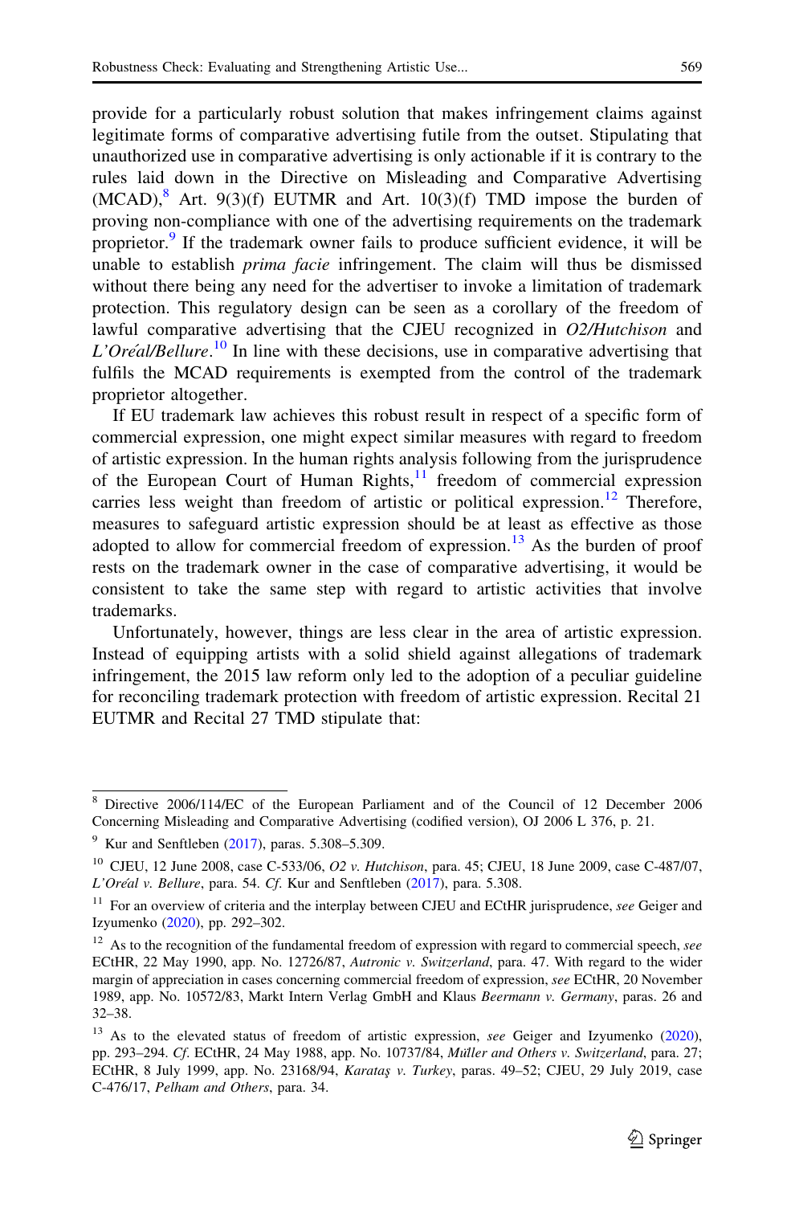provide for a particularly robust solution that makes infringement claims against legitimate forms of comparative advertising futile from the outset. Stipulating that unauthorized use in comparative advertising is only actionable if it is contrary to the rules laid down in the Directive on Misleading and Comparative Advertising (MCAD),[8] Art. 9(3)(f) EUTMR and Art. 10(3)(f) TMD impose the burden of proving non-compliance with one of the advertising requirements on the trademark proprietor.[9] If the trademark owner fails to produce sufficient evidence, it will be unable to establish *prima facie* infringement. The claim will thus be dismissed without there being any need for the advertiser to invoke a limitation of trademark protection. This regulatory design can be seen as a corollary of the freedom of lawful comparative advertising that the CJEU recognized in *O2/Hutchison* and *L'Oréal/Bellure*.[10] In line with these decisions, use in comparative advertising that fulfils the MCAD requirements is exempted from the control of the trademark proprietor altogether.

If EU trademark law achieves this robust result in respect of a specific form of commercial expression, one might expect similar measures with regard to freedom of artistic expression. In the human rights analysis following from the jurisprudence of the European Court of Human Rights,[11] freedom of commercial expression carries less weight than freedom of artistic or political expression.[12] Therefore, measures to safeguard artistic expression should be at least as effective as those adopted to allow for commercial freedom of expression.[13] As the burden of proof rests on the trademark owner in the case of comparative advertising, it would be consistent to take the same step with regard to artistic activities that involve trademarks.

Unfortunately, however, things are less clear in the area of artistic expression. Instead of equipping artists with a solid shield against allegations of trademark infringement, the 2015 law reform only led to the adoption of a peculiar guideline for reconciling trademark protection with freedom of artistic expression. Recital 21 EUTMR and Recital 27 TMD stipulate that:

---

[8] Directive 2006/114/EC of the European Parliament and of the Council of 12 December 2006 Concerning Misleading and Comparative Advertising (codified version), OJ 2006 L 376, p. 21.

[9] Kur and Senftleben (2017), paras. 5.308–5.309.

[10] CJEU, 12 June 2008, case C-533/06, *O2 v. Hutchison*, para. 45; CJEU, 18 June 2009, case C-487/07, *L'Oréal v. Bellure*, para. 54. *Cf*. Kur and Senftleben (2017), para. 5.308.

[11] For an overview of criteria and the interplay between CJEU and ECtHR jurisprudence, *see* Geiger and Izyumenko (2020), pp. 292–302.

[12] As to the recognition of the fundamental freedom of expression with regard to commercial speech, *see* ECtHR, 22 May 1990, app. No. 12726/87, *Autronic v. Switzerland*, para. 47. With regard to the wider margin of appreciation in cases concerning commercial freedom of expression, *see* ECtHR, 20 November 1989, app. No. 10572/83, Markt Intern Verlag GmbH and Klaus *Beermann v. Germany*, paras. 26 and 32–38.

[13] As to the elevated status of freedom of artistic expression, *see* Geiger and Izyumenko (2020), pp. 293–294. *Cf*. ECtHR, 24 May 1988, app. No. 10737/84, *Müller and Others v. Switzerland*, para. 27; ECtHR, 8 July 1999, app. No. 23168/94, *Karataş v. Turkey*, paras. 49–52; CJEU, 29 July 2019, case C-476/17, *Pelham and Others*, para. 34.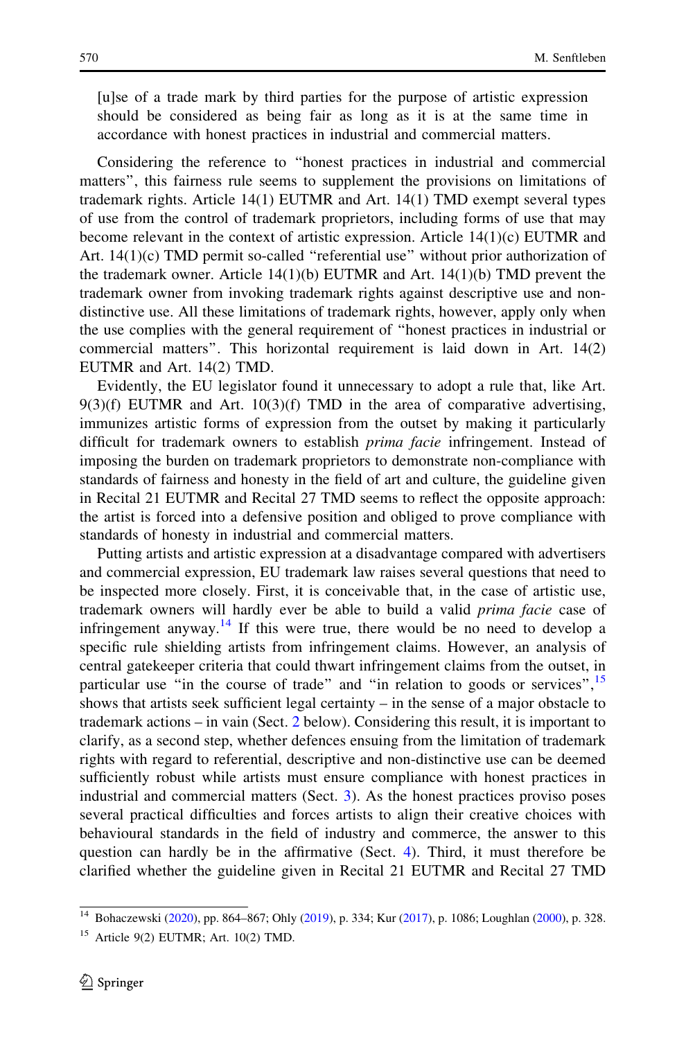> [u]se of a trade mark by third parties for the purpose of artistic expression should be considered as being fair as long as it is at the same time in accordance with honest practices in industrial and commercial matters.

Considering the reference to "honest practices in industrial and commercial matters", this fairness rule seems to supplement the provisions on limitations of trademark rights. Article 14(1) EUTMR and Art. 14(1) TMD exempt several types of use from the control of trademark proprietors, including forms of use that may become relevant in the context of artistic expression. Article 14(1)(c) EUTMR and Art. 14(1)(c) TMD permit so-called "referential use" without prior authorization of the trademark owner. Article 14(1)(b) EUTMR and Art. 14(1)(b) TMD prevent the trademark owner from invoking trademark rights against descriptive use and non-distinctive use. All these limitations of trademark rights, however, apply only when the use complies with the general requirement of "honest practices in industrial or commercial matters". This horizontal requirement is laid down in Art. 14(2) EUTMR and Art. 14(2) TMD.

Evidently, the EU legislator found it unnecessary to adopt a rule that, like Art. 9(3)(f) EUTMR and Art. 10(3)(f) TMD in the area of comparative advertising, immunizes artistic forms of expression from the outset by making it particularly difficult for trademark owners to establish *prima facie* infringement. Instead of imposing the burden on trademark proprietors to demonstrate non-compliance with standards of fairness and honesty in the field of art and culture, the guideline given in Recital 21 EUTMR and Recital 27 TMD seems to reflect the opposite approach: the artist is forced into a defensive position and obliged to prove compliance with standards of honesty in industrial and commercial matters.

Putting artists and artistic expression at a disadvantage compared with advertisers and commercial expression, EU trademark law raises several questions that need to be inspected more closely. First, it is conceivable that, in the case of artistic use, trademark owners will hardly ever be able to build a valid *prima facie* case of infringement anyway.[14] If this were true, there would be no need to develop a specific rule shielding artists from infringement claims. However, an analysis of central gatekeeper criteria that could thwart infringement claims from the outset, in particular use "in the course of trade" and "in relation to goods or services",[15] shows that artists seek sufficient legal certainty – in the sense of a major obstacle to trademark actions – in vain (Sect. 2 below). Considering this result, it is important to clarify, as a second step, whether defences ensuing from the limitation of trademark rights with regard to referential, descriptive and non-distinctive use can be deemed sufficiently robust while artists must ensure compliance with honest practices in industrial and commercial matters (Sect. 3). As the honest practices proviso poses several practical difficulties and forces artists to align their creative choices with behavioural standards in the field of industry and commerce, the answer to this question can hardly be in the affirmative (Sect. 4). Third, it must therefore be clarified whether the guideline given in Recital 21 EUTMR and Recital 27 TMD

---

[14] Bohaczewski (2020), pp. 864–867; Ohly (2019), p. 334; Kur (2017), p. 1086; Loughlan (2000), p. 328.

[15] Article 9(2) EUTMR; Art. 10(2) TMD.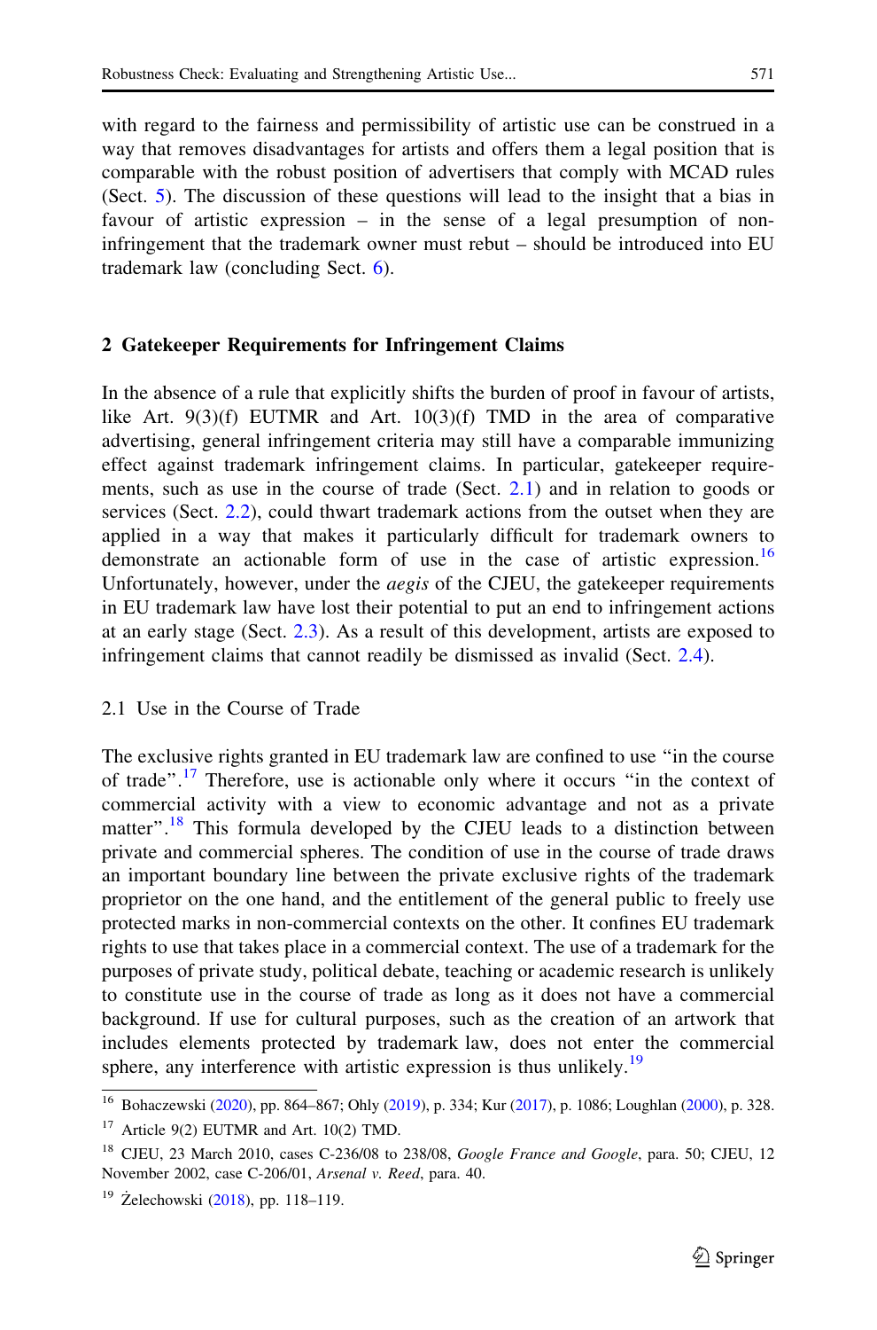with regard to the fairness and permissibility of artistic use can be construed in a way that removes disadvantages for artists and offers them a legal position that is comparable with the robust position of advertisers that comply with MCAD rules (Sect. 5). The discussion of these questions will lead to the insight that a bias in favour of artistic expression – in the sense of a legal presumption of non-infringement that the trademark owner must rebut – should be introduced into EU trademark law (concluding Sect. 6).

## 2 Gatekeeper Requirements for Infringement Claims

In the absence of a rule that explicitly shifts the burden of proof in favour of artists, like Art. 9(3)(f) EUTMR and Art. 10(3)(f) TMD in the area of comparative advertising, general infringement criteria may still have a comparable immunizing effect against trademark infringement claims. In particular, gatekeeper requirements, such as use in the course of trade (Sect. 2.1) and in relation to goods or services (Sect. 2.2), could thwart trademark actions from the outset when they are applied in a way that makes it particularly difficult for trademark owners to demonstrate an actionable form of use in the case of artistic expression.[16] Unfortunately, however, under the *aegis* of the CJEU, the gatekeeper requirements in EU trademark law have lost their potential to put an end to infringement actions at an early stage (Sect. 2.3). As a result of this development, artists are exposed to infringement claims that cannot readily be dismissed as invalid (Sect. 2.4).

### 2.1 Use in the Course of Trade

The exclusive rights granted in EU trademark law are confined to use "in the course of trade".[17] Therefore, use is actionable only where it occurs "in the context of commercial activity with a view to economic advantage and not as a private matter".[18] This formula developed by the CJEU leads to a distinction between private and commercial spheres. The condition of use in the course of trade draws an important boundary line between the private exclusive rights of the trademark proprietor on the one hand, and the entitlement of the general public to freely use protected marks in non-commercial contexts on the other. It confines EU trademark rights to use that takes place in a commercial context. The use of a trademark for the purposes of private study, political debate, teaching or academic research is unlikely to constitute use in the course of trade as long as it does not have a commercial background. If use for cultural purposes, such as the creation of an artwork that includes elements protected by trademark law, does not enter the commercial sphere, any interference with artistic expression is thus unlikely.[19]

---

[16] Bohaczewski (2020), pp. 864–867; Ohly (2019), p. 334; Kur (2017), p. 1086; Loughlan (2000), p. 328.

[17] Article 9(2) EUTMR and Art. 10(2) TMD.

[18] CJEU, 23 March 2010, cases C-236/08 to 238/08, *Google France and Google*, para. 50; CJEU, 12 November 2002, case C-206/01, *Arsenal v. Reed*, para. 40.

[19] Żelechowski (2018), pp. 118–119.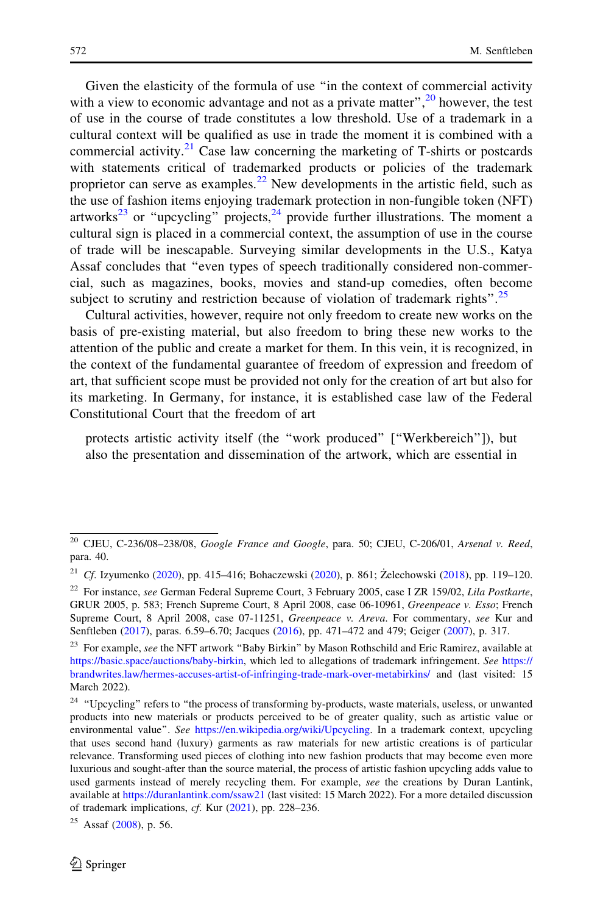Given the elasticity of the formula of use “in the context of commercial activity with a view to economic advantage and not as a private matter”,[20] however, the test of use in the course of trade constitutes a low threshold. Use of a trademark in a cultural context will be qualified as use in trade the moment it is combined with a commercial activity.[21] Case law concerning the marketing of T-shirts or postcards with statements critical of trademarked products or policies of the trademark proprietor can serve as examples.[22] New developments in the artistic field, such as the use of fashion items enjoying trademark protection in non-fungible token (NFT) artworks[23] or “upcycling” projects,[24] provide further illustrations. The moment a cultural sign is placed in a commercial context, the assumption of use in the course of trade will be inescapable. Surveying similar developments in the U.S., Katya Assaf concludes that “even types of speech traditionally considered non-commercial, such as magazines, books, movies and stand-up comedies, often become subject to scrutiny and restriction because of violation of trademark rights”.[25]

Cultural activities, however, require not only freedom to create new works on the basis of pre-existing material, but also freedom to bring these new works to the attention of the public and create a market for them. In this vein, it is recognized, in the context of the fundamental guarantee of freedom of expression and freedom of art, that sufficient scope must be provided not only for the creation of art but also for its marketing. In Germany, for instance, it is established case law of the Federal Constitutional Court that the freedom of art

> protects artistic activity itself (the “work produced” [“Werkbereich”]), but also the presentation and dissemination of the artwork, which are essential in

---

[20] CJEU, C-236/08–238/08, *Google France and Google*, para. 50; CJEU, C-206/01, *Arsenal v. Reed*, para. 40.

[21] *Cf.* Izyumenko (2020), pp. 415–416; Bohaczewski (2020), p. 861; Żelechowski (2018), pp. 119–120.

[22] For instance, *see* German Federal Supreme Court, 3 February 2005, case I ZR 159/02, *Lila Postkarte*, GRUR 2005, p. 583; French Supreme Court, 8 April 2008, case 06-10961, *Greenpeace v. Esso*; French Supreme Court, 8 April 2008, case 07-11251, *Greenpeace v. Areva*. For commentary, *see* Kur and Senftleben (2017), paras. 6.59–6.70; Jacques (2016), pp. 471–472 and 479; Geiger (2007), p. 317.

[23] For example, *see* the NFT artwork “Baby Birkin” by Mason Rothschild and Eric Ramirez, available at https://basic.space/auctions/baby-birkin, which led to allegations of trademark infringement. *See* https://brandwrites.law/hermes-accuses-artist-of-infringing-trade-mark-over-metabirkins/ and (last visited: 15 March 2022).

[24] “Upcycling” refers to “the process of transforming by-products, waste materials, useless, or unwanted products into new materials or products perceived to be of greater quality, such as artistic value or environmental value”. *See* https://en.wikipedia.org/wiki/Upcycling. In a trademark context, upcycling that uses second hand (luxury) garments as raw materials for new artistic creations is of particular relevance. Transforming used pieces of clothing into new fashion products that may become even more luxurious and sought-after than the source material, the process of artistic fashion upcycling adds value to used garments instead of merely recycling them. For example, *see* the creations by Duran Lantink, available at https://duranlantink.com/ssaw21 (last visited: 15 March 2022). For a more detailed discussion of trademark implications, *cf.* Kur (2021), pp. 228–236.

[25] Assaf (2008), p. 56.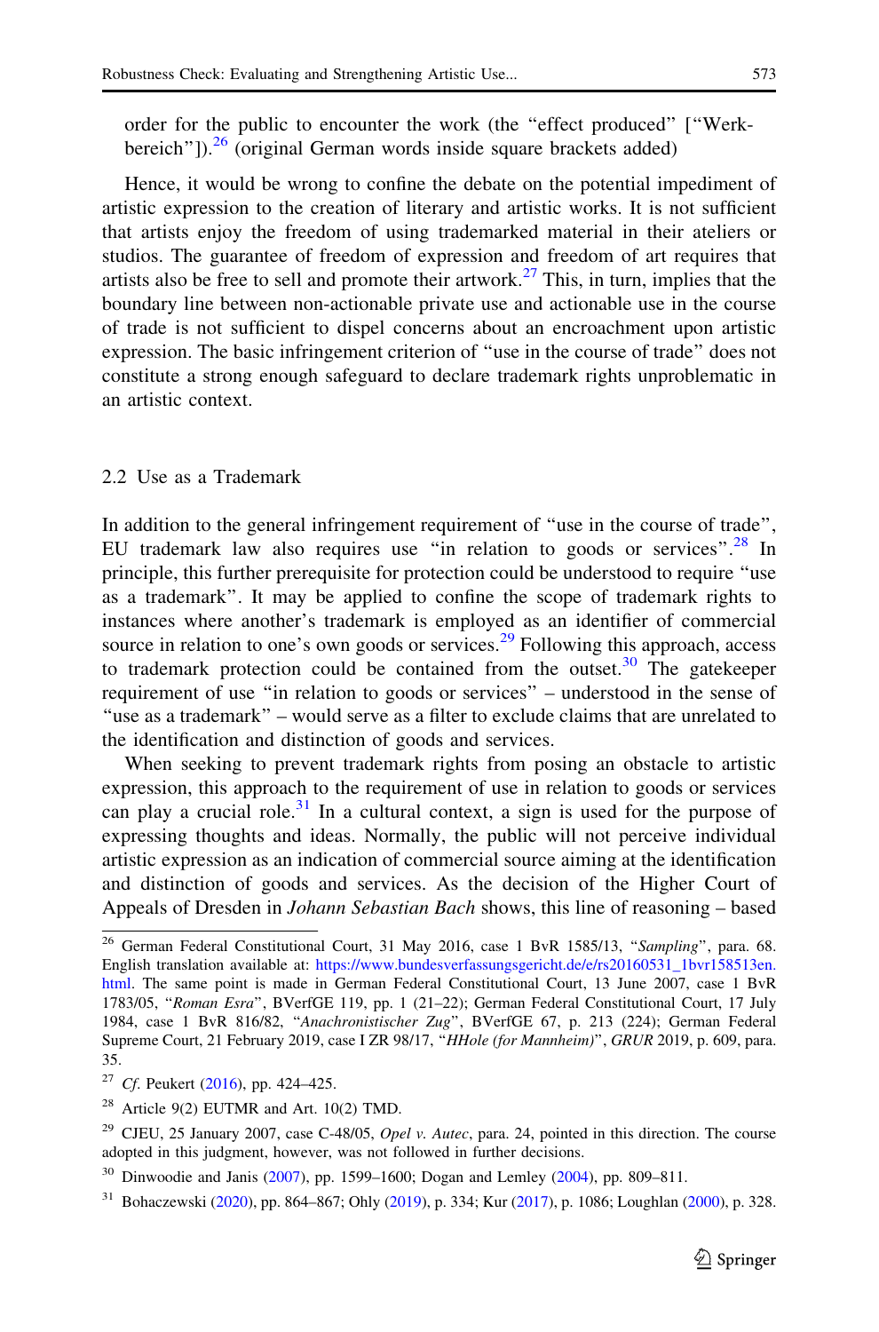order for the public to encounter the work (the "effect produced" ["Werkbereich"]).[26] (original German words inside square brackets added)

Hence, it would be wrong to confine the debate on the potential impediment of artistic expression to the creation of literary and artistic works. It is not sufficient that artists enjoy the freedom of using trademarked material in their ateliers or studios. The guarantee of freedom of expression and freedom of art requires that artists also be free to sell and promote their artwork.[27] This, in turn, implies that the boundary line between non-actionable private use and actionable use in the course of trade is not sufficient to dispel concerns about an encroachment upon artistic expression. The basic infringement criterion of "use in the course of trade" does not constitute a strong enough safeguard to declare trademark rights unproblematic in an artistic context.

### 2.2 Use as a Trademark

In addition to the general infringement requirement of "use in the course of trade", EU trademark law also requires use "in relation to goods or services".[28] In principle, this further prerequisite for protection could be understood to require "use as a trademark". It may be applied to confine the scope of trademark rights to instances where another's trademark is employed as an identifier of commercial source in relation to one's own goods or services.[29] Following this approach, access to trademark protection could be contained from the outset.[30] The gatekeeper requirement of use "in relation to goods or services" – understood in the sense of "use as a trademark" – would serve as a filter to exclude claims that are unrelated to the identification and distinction of goods and services.

When seeking to prevent trademark rights from posing an obstacle to artistic expression, this approach to the requirement of use in relation to goods or services can play a crucial role.[31] In a cultural context, a sign is used for the purpose of expressing thoughts and ideas. Normally, the public will not perceive individual artistic expression as an indication of commercial source aiming at the identification and distinction of goods and services. As the decision of the Higher Court of Appeals of Dresden in *Johann Sebastian Bach* shows, this line of reasoning – based

---

[26] German Federal Constitutional Court, 31 May 2016, case 1 BvR 1585/13, "*Sampling*", para. 68. English translation available at: https://www.bundesverfassungsgericht.de/e/rs20160531_1bvr158513en.html. The same point is made in German Federal Constitutional Court, 13 June 2007, case 1 BvR 1783/05, "*Roman Esra*", BVerfGE 119, pp. 1 (21–22); German Federal Constitutional Court, 17 July 1984, case 1 BvR 816/82, "*Anachronistischer Zug*", BVerfGE 67, p. 213 (224); German Federal Supreme Court, 21 February 2019, case I ZR 98/17, "*HHole (for Mannheim)*", *GRUR* 2019, p. 609, para. 35.

[27] *Cf.* Peukert (2016), pp. 424–425.

[28] Article 9(2) EUTMR and Art. 10(2) TMD.

[29] CJEU, 25 January 2007, case C-48/05, *Opel v. Autec*, para. 24, pointed in this direction. The course adopted in this judgment, however, was not followed in further decisions.

[30] Dinwoodie and Janis (2007), pp. 1599–1600; Dogan and Lemley (2004), pp. 809–811.

[31] Bohaczewski (2020), pp. 864–867; Ohly (2019), p. 334; Kur (2017), p. 1086; Loughlan (2000), p. 328.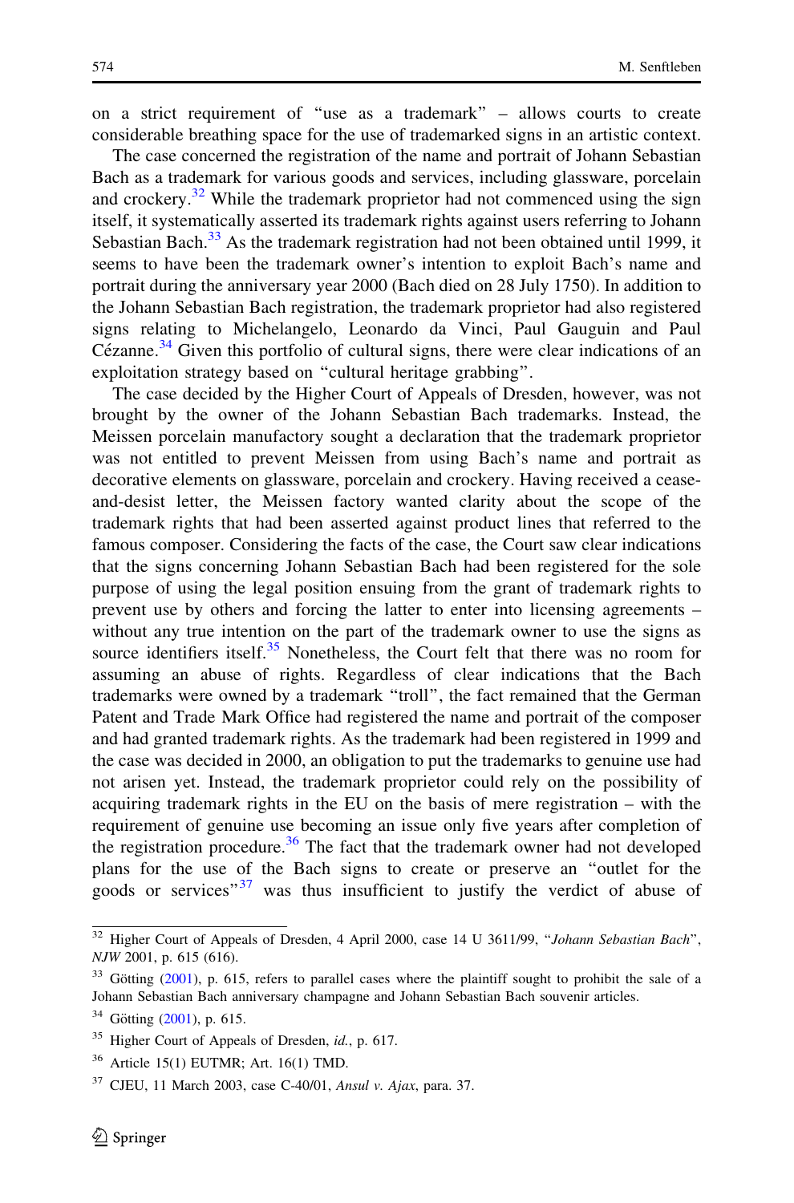on a strict requirement of "use as a trademark" – allows courts to create considerable breathing space for the use of trademarked signs in an artistic context.

The case concerned the registration of the name and portrait of Johann Sebastian Bach as a trademark for various goods and services, including glassware, porcelain and crockery.[32] While the trademark proprietor had not commenced using the sign itself, it systematically asserted its trademark rights against users referring to Johann Sebastian Bach.[33] As the trademark registration had not been obtained until 1999, it seems to have been the trademark owner's intention to exploit Bach's name and portrait during the anniversary year 2000 (Bach died on 28 July 1750). In addition to the Johann Sebastian Bach registration, the trademark proprietor had also registered signs relating to Michelangelo, Leonardo da Vinci, Paul Gauguin and Paul Cézanne.[34] Given this portfolio of cultural signs, there were clear indications of an exploitation strategy based on "cultural heritage grabbing".

The case decided by the Higher Court of Appeals of Dresden, however, was not brought by the owner of the Johann Sebastian Bach trademarks. Instead, the Meissen porcelain manufactory sought a declaration that the trademark proprietor was not entitled to prevent Meissen from using Bach's name and portrait as decorative elements on glassware, porcelain and crockery. Having received a cease-and-desist letter, the Meissen factory wanted clarity about the scope of the trademark rights that had been asserted against product lines that referred to the famous composer. Considering the facts of the case, the Court saw clear indications that the signs concerning Johann Sebastian Bach had been registered for the sole purpose of using the legal position ensuing from the grant of trademark rights to prevent use by others and forcing the latter to enter into licensing agreements – without any true intention on the part of the trademark owner to use the signs as source identifiers itself.[35] Nonetheless, the Court felt that there was no room for assuming an abuse of rights. Regardless of clear indications that the Bach trademarks were owned by a trademark "troll", the fact remained that the German Patent and Trade Mark Office had registered the name and portrait of the composer and had granted trademark rights. As the trademark had been registered in 1999 and the case was decided in 2000, an obligation to put the trademarks to genuine use had not arisen yet. Instead, the trademark proprietor could rely on the possibility of acquiring trademark rights in the EU on the basis of mere registration – with the requirement of genuine use becoming an issue only five years after completion of the registration procedure.[36] The fact that the trademark owner had not developed plans for the use of the Bach signs to create or preserve an "outlet for the goods or services"[37] was thus insufficient to justify the verdict of abuse of

---

[32] Higher Court of Appeals of Dresden, 4 April 2000, case 14 U 3611/99, "*Johann Sebastian Bach*", *NJW* 2001, p. 615 (616).

[33] Götting (2001), p. 615, refers to parallel cases where the plaintiff sought to prohibit the sale of a Johann Sebastian Bach anniversary champagne and Johann Sebastian Bach souvenir articles.

[34] Götting (2001), p. 615.

[35] Higher Court of Appeals of Dresden, *id.*, p. 617.

[36] Article 15(1) EUTMR; Art. 16(1) TMD.

[37] CJEU, 11 March 2003, case C-40/01, *Ansul v. Ajax*, para. 37.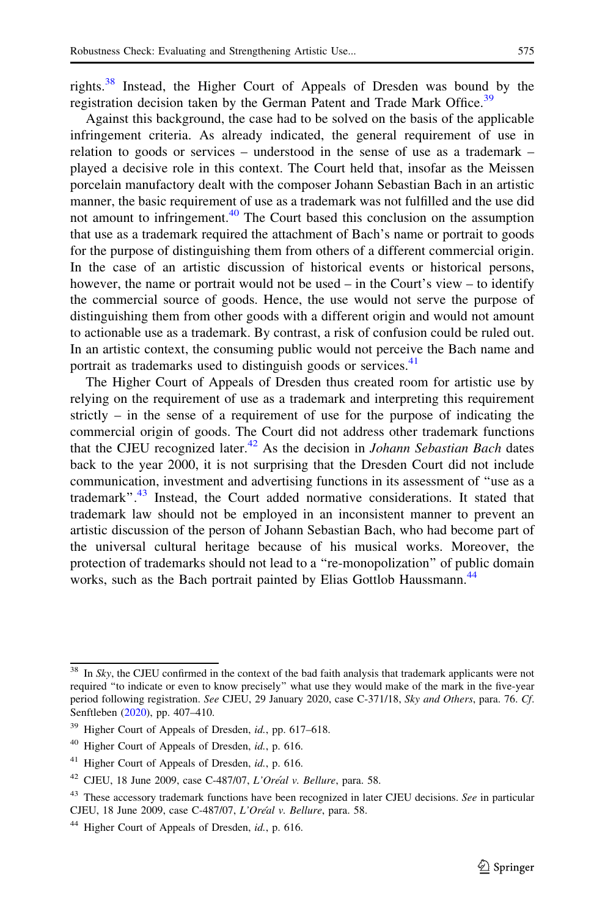rights.[38] Instead, the Higher Court of Appeals of Dresden was bound by the registration decision taken by the German Patent and Trade Mark Office.[39]

Against this background, the case had to be solved on the basis of the applicable infringement criteria. As already indicated, the general requirement of use in relation to goods or services – understood in the sense of use as a trademark – played a decisive role in this context. The Court held that, insofar as the Meissen porcelain manufactory dealt with the composer Johann Sebastian Bach in an artistic manner, the basic requirement of use as a trademark was not fulfilled and the use did not amount to infringement.[40] The Court based this conclusion on the assumption that use as a trademark required the attachment of Bach's name or portrait to goods for the purpose of distinguishing them from others of a different commercial origin. In the case of an artistic discussion of historical events or historical persons, however, the name or portrait would not be used – in the Court's view – to identify the commercial source of goods. Hence, the use would not serve the purpose of distinguishing them from other goods with a different origin and would not amount to actionable use as a trademark. By contrast, a risk of confusion could be ruled out. In an artistic context, the consuming public would not perceive the Bach name and portrait as trademarks used to distinguish goods or services.[41]

The Higher Court of Appeals of Dresden thus created room for artistic use by relying on the requirement of use as a trademark and interpreting this requirement strictly – in the sense of a requirement of use for the purpose of indicating the commercial origin of goods. The Court did not address other trademark functions that the CJEU recognized later.[42] As the decision in *Johann Sebastian Bach* dates back to the year 2000, it is not surprising that the Dresden Court did not include communication, investment and advertising functions in its assessment of "use as a trademark".[43] Instead, the Court added normative considerations. It stated that trademark law should not be employed in an inconsistent manner to prevent an artistic discussion of the person of Johann Sebastian Bach, who had become part of the universal cultural heritage because of his musical works. Moreover, the protection of trademarks should not lead to a "re-monopolization" of public domain works, such as the Bach portrait painted by Elias Gottlob Haussmann.[44]

---

[38] In *Sky*, the CJEU confirmed in the context of the bad faith analysis that trademark applicants were not required "to indicate or even to know precisely" what use they would make of the mark in the five-year period following registration. *See* CJEU, 29 January 2020, case C-371/18, *Sky and Others*, para. 76. *Cf.* Senftleben (2020), pp. 407–410.

[39] Higher Court of Appeals of Dresden, *id.*, pp. 617–618.

[40] Higher Court of Appeals of Dresden, *id.*, p. 616.

[41] Higher Court of Appeals of Dresden, *id.*, p. 616.

[42] CJEU, 18 June 2009, case C-487/07, *L'Oréal v. Bellure*, para. 58.

[43] These accessory trademark functions have been recognized in later CJEU decisions. *See* in particular CJEU, 18 June 2009, case C-487/07, *L'Oréal v. Bellure*, para. 58.

[44] Higher Court of Appeals of Dresden, *id.*, p. 616.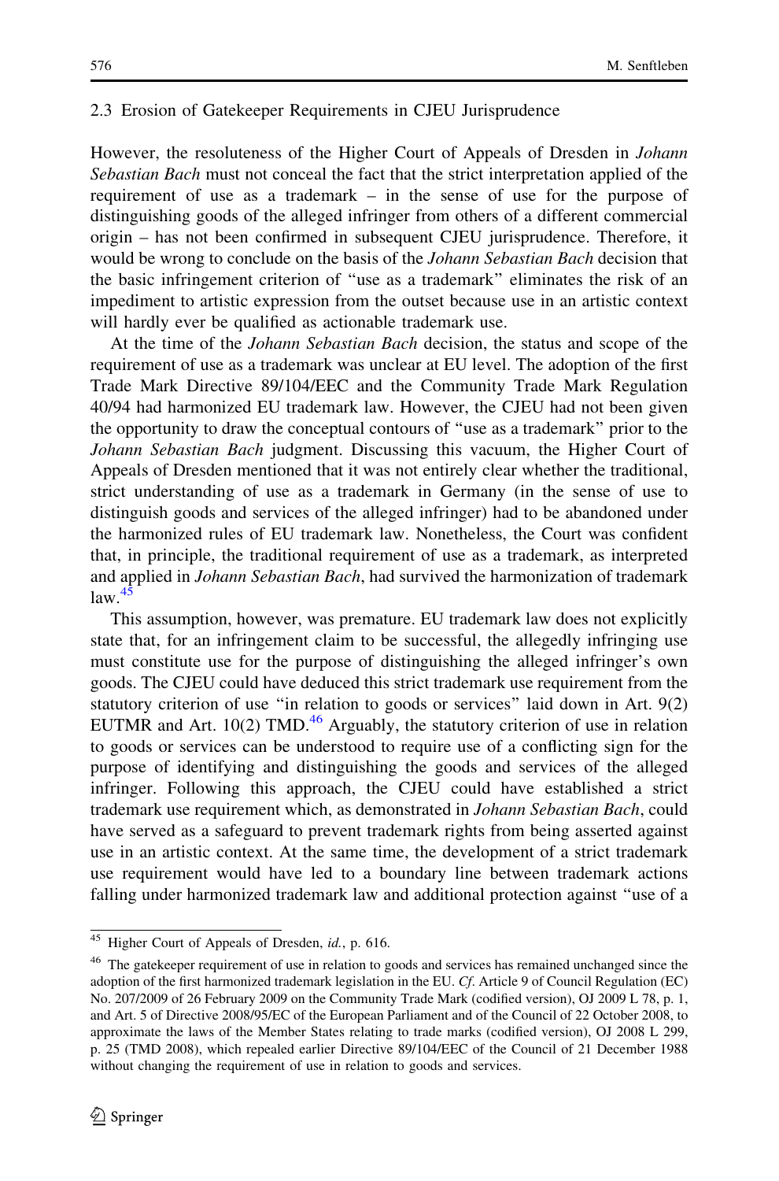### 2.3 Erosion of Gatekeeper Requirements in CJEU Jurisprudence

However, the resoluteness of the Higher Court of Appeals of Dresden in *Johann Sebastian Bach* must not conceal the fact that the strict interpretation applied of the requirement of use as a trademark – in the sense of use for the purpose of distinguishing goods of the alleged infringer from others of a different commercial origin – has not been confirmed in subsequent CJEU jurisprudence. Therefore, it would be wrong to conclude on the basis of the *Johann Sebastian Bach* decision that the basic infringement criterion of "use as a trademark" eliminates the risk of an impediment to artistic expression from the outset because use in an artistic context will hardly ever be qualified as actionable trademark use.

At the time of the *Johann Sebastian Bach* decision, the status and scope of the requirement of use as a trademark was unclear at EU level. The adoption of the first Trade Mark Directive 89/104/EEC and the Community Trade Mark Regulation 40/94 had harmonized EU trademark law. However, the CJEU had not been given the opportunity to draw the conceptual contours of "use as a trademark" prior to the *Johann Sebastian Bach* judgment. Discussing this vacuum, the Higher Court of Appeals of Dresden mentioned that it was not entirely clear whether the traditional, strict understanding of use as a trademark in Germany (in the sense of use to distinguish goods and services of the alleged infringer) had to be abandoned under the harmonized rules of EU trademark law. Nonetheless, the Court was confident that, in principle, the traditional requirement of use as a trademark, as interpreted and applied in *Johann Sebastian Bach*, had survived the harmonization of trademark law.[45]

This assumption, however, was premature. EU trademark law does not explicitly state that, for an infringement claim to be successful, the allegedly infringing use must constitute use for the purpose of distinguishing the alleged infringer's own goods. The CJEU could have deduced this strict trademark use requirement from the statutory criterion of use "in relation to goods or services" laid down in Art. 9(2) EUTMR and Art. 10(2) TMD.[46] Arguably, the statutory criterion of use in relation to goods or services can be understood to require use of a conflicting sign for the purpose of identifying and distinguishing the goods and services of the alleged infringer. Following this approach, the CJEU could have established a strict trademark use requirement which, as demonstrated in *Johann Sebastian Bach*, could have served as a safeguard to prevent trademark rights from being asserted against use in an artistic context. At the same time, the development of a strict trademark use requirement would have led to a boundary line between trademark actions falling under harmonized trademark law and additional protection against "use of a

[45] Higher Court of Appeals of Dresden, *id.*, p. 616.

[46] The gatekeeper requirement of use in relation to goods and services has remained unchanged since the adoption of the first harmonized trademark legislation in the EU. *Cf.* Article 9 of Council Regulation (EC) No. 207/2009 of 26 February 2009 on the Community Trade Mark (codified version), OJ 2009 L 78, p. 1, and Art. 5 of Directive 2008/95/EC of the European Parliament and of the Council of 22 October 2008, to approximate the laws of the Member States relating to trade marks (codified version), OJ 2008 L 299, p. 25 (TMD 2008), which repealed earlier Directive 89/104/EEC of the Council of 21 December 1988 without changing the requirement of use in relation to goods and services.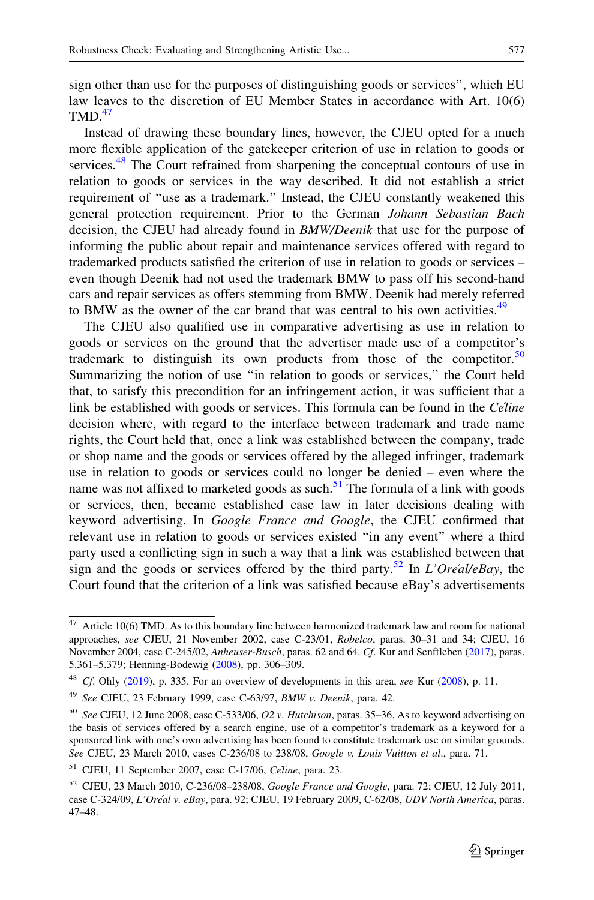sign other than use for the purposes of distinguishing goods or services", which EU law leaves to the discretion of EU Member States in accordance with Art. 10(6) TMD.[47]

Instead of drawing these boundary lines, however, the CJEU opted for a much more flexible application of the gatekeeper criterion of use in relation to goods or services.[48] The Court refrained from sharpening the conceptual contours of use in relation to goods or services in the way described. It did not establish a strict requirement of "use as a trademark." Instead, the CJEU constantly weakened this general protection requirement. Prior to the German *Johann Sebastian Bach* decision, the CJEU had already found in *BMW/Deenik* that use for the purpose of informing the public about repair and maintenance services offered with regard to trademarked products satisfied the criterion of use in relation to goods or services – even though Deenik had not used the trademark BMW to pass off his second-hand cars and repair services as offers stemming from BMW. Deenik had merely referred to BMW as the owner of the car brand that was central to his own activities.[49]

The CJEU also qualified use in comparative advertising as use in relation to goods or services on the ground that the advertiser made use of a competitor's trademark to distinguish its own products from those of the competitor.[50] Summarizing the notion of use "in relation to goods or services," the Court held that, to satisfy this precondition for an infringement action, it was sufficient that a link be established with goods or services. This formula can be found in the *Céline* decision where, with regard to the interface between trademark and trade name rights, the Court held that, once a link was established between the company, trade or shop name and the goods or services offered by the alleged infringer, trademark use in relation to goods or services could no longer be denied – even where the name was not affixed to marketed goods as such.[51] The formula of a link with goods or services, then, became established case law in later decisions dealing with keyword advertising. In *Google France and Google*, the CJEU confirmed that relevant use in relation to goods or services existed "in any event" where a third party used a conflicting sign in such a way that a link was established between that sign and the goods or services offered by the third party.[52] In *L'Oréal/eBay*, the Court found that the criterion of a link was satisfied because eBay's advertisements

---

[47] Article 10(6) TMD. As to this boundary line between harmonized trademark law and room for national approaches, *see* CJEU, 21 November 2002, case C-23/01, *Robelco*, paras. 30–31 and 34; CJEU, 16 November 2004, case C-245/02, *Anheuser-Busch*, paras. 62 and 64. *Cf.* Kur and Senftleben (2017), paras. 5.361–5.379; Henning-Bodewig (2008), pp. 306–309.

[48] *Cf.* Ohly (2019), p. 335. For an overview of developments in this area, *see* Kur (2008), p. 11.

[49] *See* CJEU, 23 February 1999, case C-63/97, *BMW v. Deenik*, para. 42.

[50] *See* CJEU, 12 June 2008, case C-533/06, *O2 v. Hutchison*, paras. 35–36. As to keyword advertising on the basis of services offered by a search engine, use of a competitor's trademark as a keyword for a sponsored link with one's own advertising has been found to constitute trademark use on similar grounds. *See* CJEU, 23 March 2010, cases C-236/08 to 238/08, *Google v. Louis Vuitton et al.*, para. 71.

[51] CJEU, 11 September 2007, case C-17/06, *Céline*, para. 23.

[52] CJEU, 23 March 2010, C-236/08–238/08, *Google France and Google*, para. 72; CJEU, 12 July 2011, case C-324/09, *L'Oréal v. eBay*, para. 92; CJEU, 19 February 2009, C-62/08, *UDV North America*, paras. 47–48.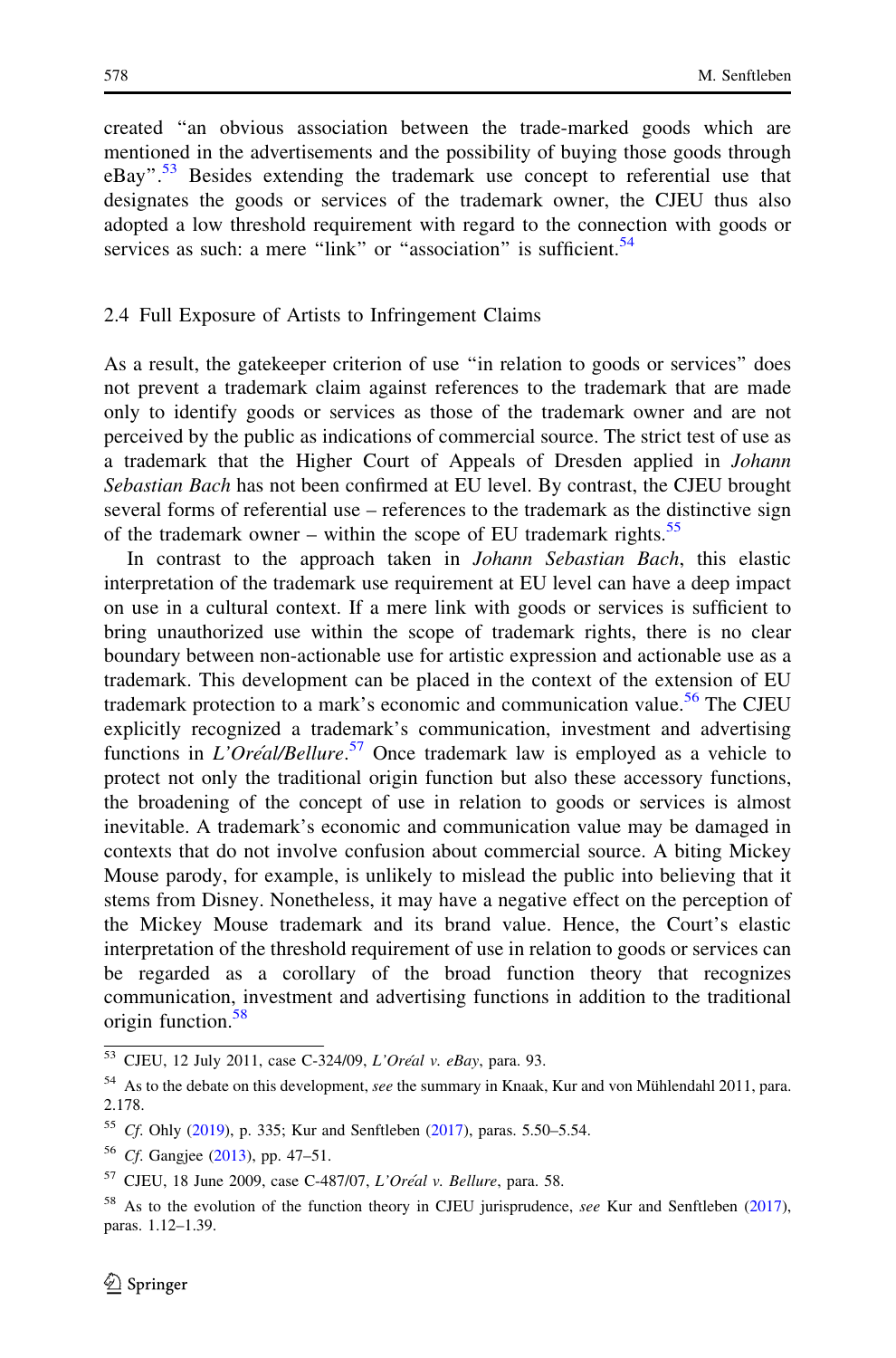created "an obvious association between the trade-marked goods which are mentioned in the advertisements and the possibility of buying those goods through eBay".[53] Besides extending the trademark use concept to referential use that designates the goods or services of the trademark owner, the CJEU thus also adopted a low threshold requirement with regard to the connection with goods or services as such: a mere "link" or "association" is sufficient.[54]

## 2.4 Full Exposure of Artists to Infringement Claims

As a result, the gatekeeper criterion of use "in relation to goods or services" does not prevent a trademark claim against references to the trademark that are made only to identify goods or services as those of the trademark owner and are not perceived by the public as indications of commercial source. The strict test of use as a trademark that the Higher Court of Appeals of Dresden applied in *Johann Sebastian Bach* has not been confirmed at EU level. By contrast, the CJEU brought several forms of referential use – references to the trademark as the distinctive sign of the trademark owner – within the scope of EU trademark rights.[55]

In contrast to the approach taken in *Johann Sebastian Bach*, this elastic interpretation of the trademark use requirement at EU level can have a deep impact on use in a cultural context. If a mere link with goods or services is sufficient to bring unauthorized use within the scope of trademark rights, there is no clear boundary between non-actionable use for artistic expression and actionable use as a trademark. This development can be placed in the context of the extension of EU trademark protection to a mark's economic and communication value.[56] The CJEU explicitly recognized a trademark's communication, investment and advertising functions in *L'Oréal/Bellure*.[57] Once trademark law is employed as a vehicle to protect not only the traditional origin function but also these accessory functions, the broadening of the concept of use in relation to goods or services is almost inevitable. A trademark's economic and communication value may be damaged in contexts that do not involve confusion about commercial source. A biting Mickey Mouse parody, for example, is unlikely to mislead the public into believing that it stems from Disney. Nonetheless, it may have a negative effect on the perception of the Mickey Mouse trademark and its brand value. Hence, the Court's elastic interpretation of the threshold requirement of use in relation to goods or services can be regarded as a corollary of the broad function theory that recognizes communication, investment and advertising functions in addition to the traditional origin function.[58]

---

[53] CJEU, 12 July 2011, case C-324/09, *L'Oréal v. eBay*, para. 93.

[54] As to the debate on this development, *see* the summary in Knaak, Kur and von Mühlendahl 2011, para. 2.178.

[55] *Cf.* Ohly (2019), p. 335; Kur and Senftleben (2017), paras. 5.50–5.54.

[56] *Cf.* Gangjee (2013), pp. 47–51.

[57] CJEU, 18 June 2009, case C-487/07, *L'Oréal v. Bellure*, para. 58.

[58] As to the evolution of the function theory in CJEU jurisprudence, *see* Kur and Senftleben (2017), paras. 1.12–1.39.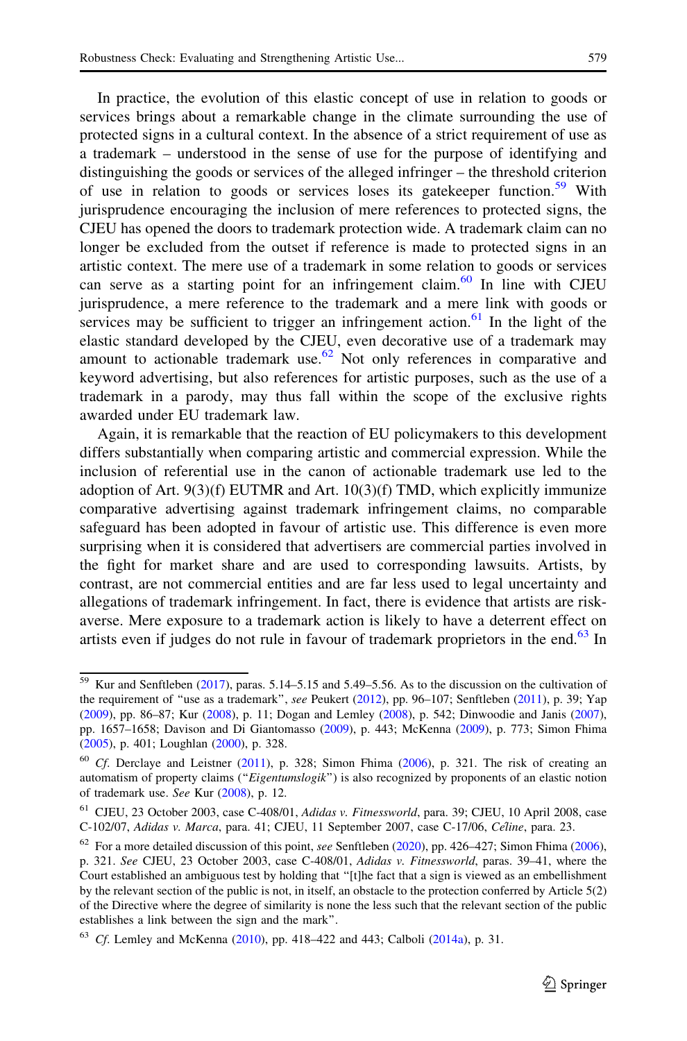In practice, the evolution of this elastic concept of use in relation to goods or services brings about a remarkable change in the climate surrounding the use of protected signs in a cultural context. In the absence of a strict requirement of use as a trademark – understood in the sense of use for the purpose of identifying and distinguishing the goods or services of the alleged infringer – the threshold criterion of use in relation to goods or services loses its gatekeeper function.[59] With jurisprudence encouraging the inclusion of mere references to protected signs, the CJEU has opened the doors to trademark protection wide. A trademark claim can no longer be excluded from the outset if reference is made to protected signs in an artistic context. The mere use of a trademark in some relation to goods or services can serve as a starting point for an infringement claim.[60] In line with CJEU jurisprudence, a mere reference to the trademark and a mere link with goods or services may be sufficient to trigger an infringement action.[61] In the light of the elastic standard developed by the CJEU, even decorative use of a trademark may amount to actionable trademark use.[62] Not only references in comparative and keyword advertising, but also references for artistic purposes, such as the use of a trademark in a parody, may thus fall within the scope of the exclusive rights awarded under EU trademark law.

Again, it is remarkable that the reaction of EU policymakers to this development differs substantially when comparing artistic and commercial expression. While the inclusion of referential use in the canon of actionable trademark use led to the adoption of Art. 9(3)(f) EUTMR and Art. 10(3)(f) TMD, which explicitly immunize comparative advertising against trademark infringement claims, no comparable safeguard has been adopted in favour of artistic use. This difference is even more surprising when it is considered that advertisers are commercial parties involved in the fight for market share and are used to corresponding lawsuits. Artists, by contrast, are not commercial entities and are far less used to legal uncertainty and allegations of trademark infringement. In fact, there is evidence that artists are risk-averse. Mere exposure to a trademark action is likely to have a deterrent effect on artists even if judges do not rule in favour of trademark proprietors in the end.[63] In

---

[59] Kur and Senftleben (2017), paras. 5.14–5.15 and 5.49–5.56. As to the discussion on the cultivation of the requirement of "use as a trademark", *see* Peukert (2012), pp. 96–107; Senftleben (2011), p. 39; Yap (2009), pp. 86–87; Kur (2008), p. 11; Dogan and Lemley (2008), p. 542; Dinwoodie and Janis (2007), pp. 1657–1658; Davison and Di Giantomasso (2009), p. 443; McKenna (2009), p. 773; Simon Fhima (2005), p. 401; Loughlan (2000), p. 328.

[60] *Cf.* Derclaye and Leistner (2011), p. 328; Simon Fhima (2006), p. 321. The risk of creating an automatism of property claims ("*Eigentumslogik*") is also recognized by proponents of an elastic notion of trademark use. *See* Kur (2008), p. 12.

[61] CJEU, 23 October 2003, case C-408/01, *Adidas v. Fitnessworld*, para. 39; CJEU, 10 April 2008, case C-102/07, *Adidas v. Marca*, para. 41; CJEU, 11 September 2007, case C-17/06, *Céline*, para. 23.

[62] For a more detailed discussion of this point, *see* Senftleben (2020), pp. 426–427; Simon Fhima (2006), p. 321. *See* CJEU, 23 October 2003, case C-408/01, *Adidas v. Fitnessworld*, paras. 39–41, where the Court established an ambiguous test by holding that "[t]he fact that a sign is viewed as an embellishment by the relevant section of the public is not, in itself, an obstacle to the protection conferred by Article 5(2) of the Directive where the degree of similarity is none the less such that the relevant section of the public establishes a link between the sign and the mark".

[63] *Cf.* Lemley and McKenna (2010), pp. 418–422 and 443; Calboli (2014a), p. 31.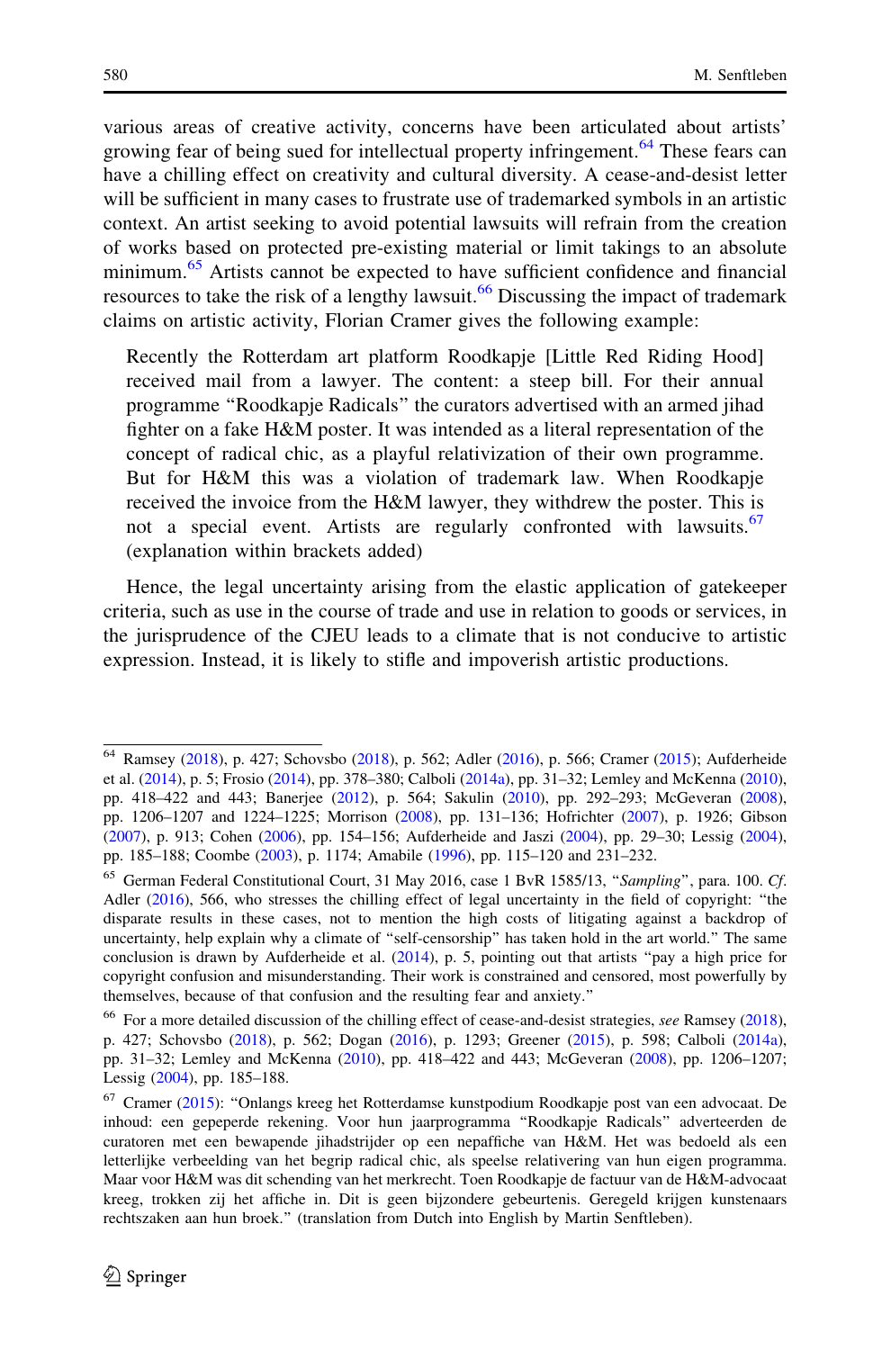various areas of creative activity, concerns have been articulated about artists' growing fear of being sued for intellectual property infringement.[64] These fears can have a chilling effect on creativity and cultural diversity. A cease-and-desist letter will be sufficient in many cases to frustrate use of trademarked symbols in an artistic context. An artist seeking to avoid potential lawsuits will refrain from the creation of works based on protected pre-existing material or limit takings to an absolute minimum.[65] Artists cannot be expected to have sufficient confidence and financial resources to take the risk of a lengthy lawsuit.[66] Discussing the impact of trademark claims on artistic activity, Florian Cramer gives the following example:

> Recently the Rotterdam art platform Roodkapje [Little Red Riding Hood] received mail from a lawyer. The content: a steep bill. For their annual programme "Roodkapje Radicals" the curators advertised with an armed jihad fighter on a fake H&M poster. It was intended as a literal representation of the concept of radical chic, as a playful relativization of their own programme. But for H&M this was a violation of trademark law. When Roodkapje received the invoice from the H&M lawyer, they withdrew the poster. This is not a special event. Artists are regularly confronted with lawsuits.[67] (explanation within brackets added)

Hence, the legal uncertainty arising from the elastic application of gatekeeper criteria, such as use in the course of trade and use in relation to goods or services, in the jurisprudence of the CJEU leads to a climate that is not conducive to artistic expression. Instead, it is likely to stifle and impoverish artistic productions.

---

[64] Ramsey (2018), p. 427; Schovsbo (2018), p. 562; Adler (2016), p. 566; Cramer (2015); Aufderheide et al. (2014), p. 5; Frosio (2014), pp. 378–380; Calboli (2014a), pp. 31–32; Lemley and McKenna (2010), pp. 418–422 and 443; Banerjee (2012), p. 564; Sakulin (2010), pp. 292–293; McGeveran (2008), pp. 1206–1207 and 1224–1225; Morrison (2008), pp. 131–136; Hofrichter (2007), p. 1926; Gibson (2007), p. 913; Cohen (2006), pp. 154–156; Aufderheide and Jaszi (2004), pp. 29–30; Lessig (2004), pp. 185–188; Coombe (2003), p. 1174; Amabile (1996), pp. 115–120 and 231–232.

[65] German Federal Constitutional Court, 31 May 2016, case 1 BvR 1585/13, "*Sampling*", para. 100. *Cf.* Adler (2016), 566, who stresses the chilling effect of legal uncertainty in the field of copyright: "the disparate results in these cases, not to mention the high costs of litigating against a backdrop of uncertainty, help explain why a climate of "self-censorship" has taken hold in the art world." The same conclusion is drawn by Aufderheide et al. (2014), p. 5, pointing out that artists "pay a high price for copyright confusion and misunderstanding. Their work is constrained and censored, most powerfully by themselves, because of that confusion and the resulting fear and anxiety."

[66] For a more detailed discussion of the chilling effect of cease-and-desist strategies, *see* Ramsey (2018), p. 427; Schovsbo (2018), p. 562; Dogan (2016), p. 1293; Greener (2015), p. 598; Calboli (2014a), pp. 31–32; Lemley and McKenna (2010), pp. 418–422 and 443; McGeveran (2008), pp. 1206–1207; Lessig (2004), pp. 185–188.

[67] Cramer (2015): "Onlangs kreeg het Rotterdamse kunstpodium Roodkapje post van een advocaat. De inhoud: een gepeperde rekening. Voor hun jaarprogramma "Roodkapje Radicals" adverteerden de curatoren met een bewapende jihadstrijder op een nepaffiche van H&M. Het was bedoeld als een letterlijke verbeelding van het begrip radical chic, als speelse relativering van hun eigen programma. Maar voor H&M was dit schending van het merkrecht. Toen Roodkapje de factuur van de H&M-advocaat kreeg, trokken zij het affiche in. Dit is geen bijzondere gebeurtenis. Geregeld krijgen kunstenaars rechtszaken aan hun broek." (translation from Dutch into English by Martin Senftleben).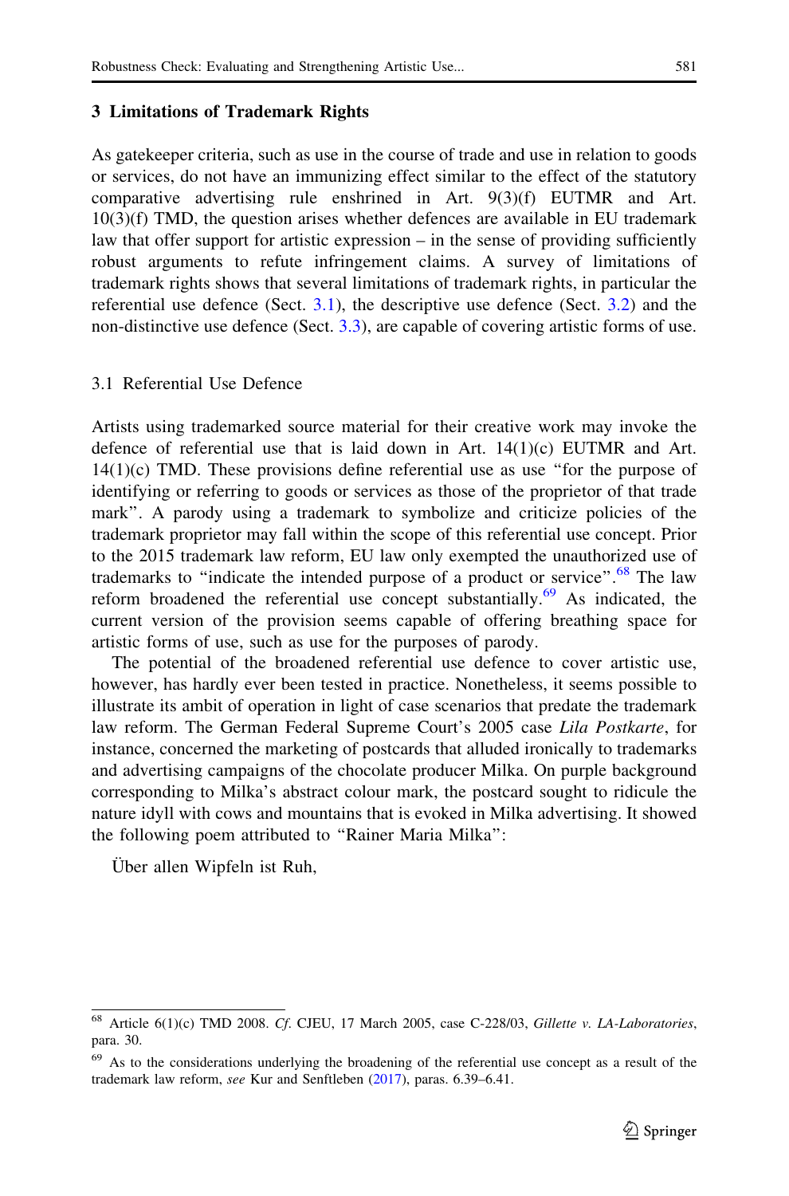## 3 Limitations of Trademark Rights

As gatekeeper criteria, such as use in the course of trade and use in relation to goods or services, do not have an immunizing effect similar to the effect of the statutory comparative advertising rule enshrined in Art. 9(3)(f) EUTMR and Art. 10(3)(f) TMD, the question arises whether defences are available in EU trademark law that offer support for artistic expression – in the sense of providing sufficiently robust arguments to refute infringement claims. A survey of limitations of trademark rights shows that several limitations of trademark rights, in particular the referential use defence (Sect. 3.1), the descriptive use defence (Sect. 3.2) and the non-distinctive use defence (Sect. 3.3), are capable of covering artistic forms of use.

### 3.1 Referential Use Defence

Artists using trademarked source material for their creative work may invoke the defence of referential use that is laid down in Art. 14(1)(c) EUTMR and Art. 14(1)(c) TMD. These provisions define referential use as use "for the purpose of identifying or referring to goods or services as those of the proprietor of that trade mark". A parody using a trademark to symbolize and criticize policies of the trademark proprietor may fall within the scope of this referential use concept. Prior to the 2015 trademark law reform, EU law only exempted the unauthorized use of trademarks to "indicate the intended purpose of a product or service".[68] The law reform broadened the referential use concept substantially.[69] As indicated, the current version of the provision seems capable of offering breathing space for artistic forms of use, such as use for the purposes of parody.

The potential of the broadened referential use defence to cover artistic use, however, has hardly ever been tested in practice. Nonetheless, it seems possible to illustrate its ambit of operation in light of case scenarios that predate the trademark law reform. The German Federal Supreme Court's 2005 case *Lila Postkarte*, for instance, concerned the marketing of postcards that alluded ironically to trademarks and advertising campaigns of the chocolate producer Milka. On purple background corresponding to Milka's abstract colour mark, the postcard sought to ridicule the nature idyll with cows and mountains that is evoked in Milka advertising. It showed the following poem attributed to "Rainer Maria Milka":

Über allen Wipfeln ist Ruh,

---

[68] Article 6(1)(c) TMD 2008. *Cf.* CJEU, 17 March 2005, case C-228/03, *Gillette v. LA-Laboratories*, para. 30.

[69] As to the considerations underlying the broadening of the referential use concept as a result of the trademark law reform, *see* Kur and Senftleben (2017), paras. 6.39–6.41.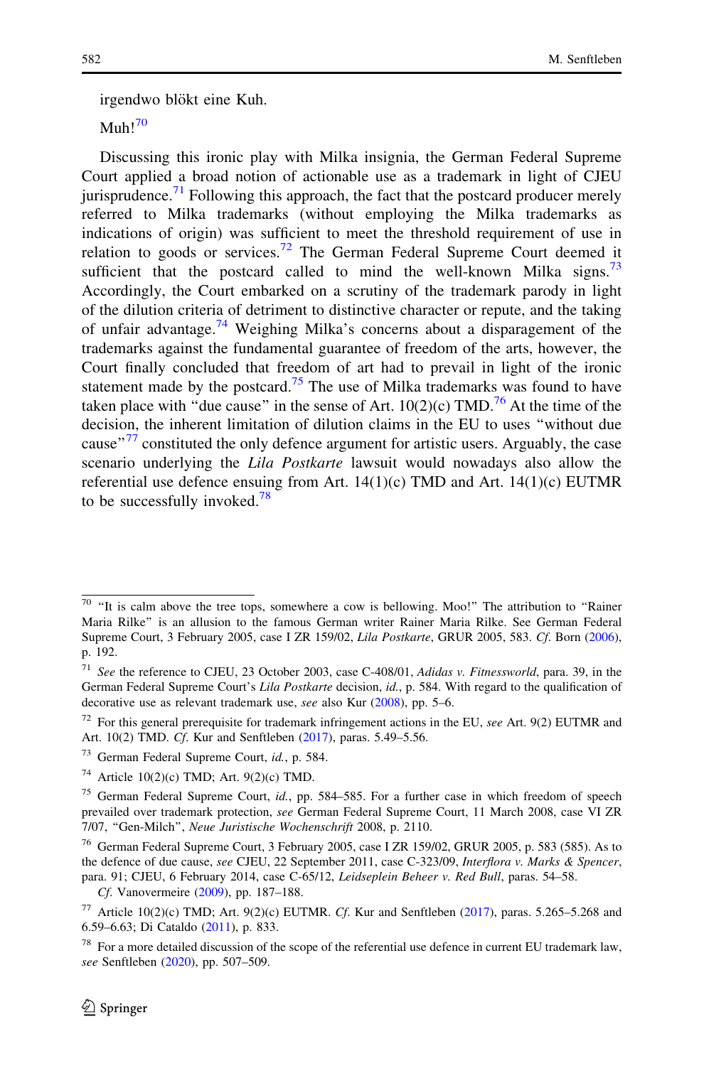irgendwo blökt eine Kuh.

Muh![70]

Discussing this ironic play with Milka insignia, the German Federal Supreme Court applied a broad notion of actionable use as a trademark in light of CJEU jurisprudence.[71] Following this approach, the fact that the postcard producer merely referred to Milka trademarks (without employing the Milka trademarks as indications of origin) was sufficient to meet the threshold requirement of use in relation to goods or services.[72] The German Federal Supreme Court deemed it sufficient that the postcard called to mind the well-known Milka signs.[73] Accordingly, the Court embarked on a scrutiny of the trademark parody in light of the dilution criteria of detriment to distinctive character or repute, and the taking of unfair advantage.[74] Weighing Milka's concerns about a disparagement of the trademarks against the fundamental guarantee of freedom of the arts, however, the Court finally concluded that freedom of art had to prevail in light of the ironic statement made by the postcard.[75] The use of Milka trademarks was found to have taken place with "due cause" in the sense of Art. 10(2)(c) TMD.[76] At the time of the decision, the inherent limitation of dilution claims in the EU to uses "without due cause"[77] constituted the only defence argument for artistic users. Arguably, the case scenario underlying the *Lila Postkarte* lawsuit would nowadays also allow the referential use defence ensuing from Art. 14(1)(c) TMD and Art. 14(1)(c) EUTMR to be successfully invoked.[78]

---

[70] "It is calm above the tree tops, somewhere a cow is bellowing. Moo!" The attribution to "Rainer Maria Rilke" is an allusion to the famous German writer Rainer Maria Rilke. See German Federal Supreme Court, 3 February 2005, case I ZR 159/02, *Lila Postkarte*, GRUR 2005, 583. *Cf.* Born (2006), p. 192.

[71] *See* the reference to CJEU, 23 October 2003, case C-408/01, *Adidas v. Fitnessworld*, para. 39, in the German Federal Supreme Court's *Lila Postkarte* decision, *id.*, p. 584. With regard to the qualification of decorative use as relevant trademark use, *see* also Kur (2008), pp. 5–6.

[72] For this general prerequisite for trademark infringement actions in the EU, *see* Art. 9(2) EUTMR and Art. 10(2) TMD. *Cf.* Kur and Senftleben (2017), paras. 5.49–5.56.

[73] German Federal Supreme Court, *id.*, p. 584.

[74] Article 10(2)(c) TMD; Art. 9(2)(c) TMD.

[75] German Federal Supreme Court, *id.*, pp. 584–585. For a further case in which freedom of speech prevailed over trademark protection, *see* German Federal Supreme Court, 11 March 2008, case VI ZR 7/07, "Gen-Milch", *Neue Juristische Wochenschrift* 2008, p. 2110.

[76] German Federal Supreme Court, 3 February 2005, case I ZR 159/02, GRUR 2005, p. 583 (585). As to the defence of due cause, *see* CJEU, 22 September 2011, case C-323/09, *Interflora v. Marks & Spencer*, para. 91; CJEU, 6 February 2014, case C-65/12, *Leidseplein Beheer v. Red Bull*, paras. 54–58. *Cf.* Vanovermeire (2009), pp. 187–188.

[77] Article 10(2)(c) TMD; Art. 9(2)(c) EUTMR. *Cf.* Kur and Senftleben (2017), paras. 5.265–5.268 and 6.59–6.63; Di Cataldo (2011), p. 833.

[78] For a more detailed discussion of the scope of the referential use defence in current EU trademark law, *see* Senftleben (2020), pp. 507–509.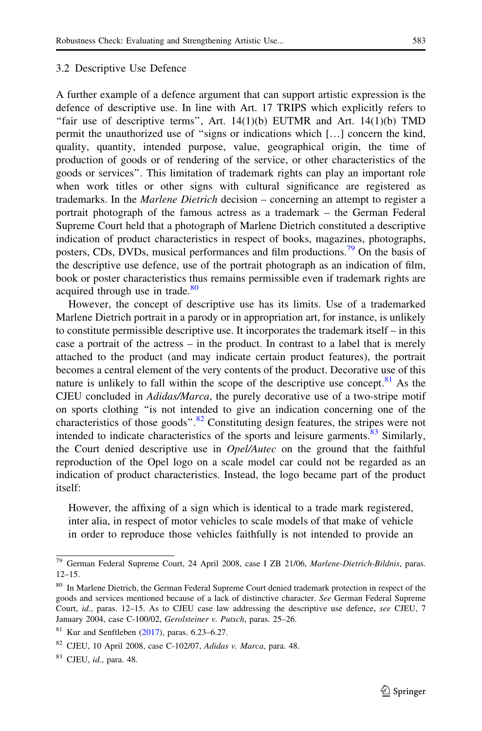### 3.2 Descriptive Use Defence

A further example of a defence argument that can support artistic expression is the defence of descriptive use. In line with Art. 17 TRIPS which explicitly refers to "fair use of descriptive terms", Art. 14(1)(b) EUTMR and Art. 14(1)(b) TMD permit the unauthorized use of "signs or indications which […] concern the kind, quality, quantity, intended purpose, value, geographical origin, the time of production of goods or of rendering of the service, or other characteristics of the goods or services". This limitation of trademark rights can play an important role when work titles or other signs with cultural significance are registered as trademarks. In the *Marlene Dietrich* decision – concerning an attempt to register a portrait photograph of the famous actress as a trademark – the German Federal Supreme Court held that a photograph of Marlene Dietrich constituted a descriptive indication of product characteristics in respect of books, magazines, photographs, posters, CDs, DVDs, musical performances and film productions.[79] On the basis of the descriptive use defence, use of the portrait photograph as an indication of film, book or poster characteristics thus remains permissible even if trademark rights are acquired through use in trade.[80]

However, the concept of descriptive use has its limits. Use of a trademarked Marlene Dietrich portrait in a parody or in appropriation art, for instance, is unlikely to constitute permissible descriptive use. It incorporates the trademark itself – in this case a portrait of the actress – in the product. In contrast to a label that is merely attached to the product (and may indicate certain product features), the portrait becomes a central element of the very contents of the product. Decorative use of this nature is unlikely to fall within the scope of the descriptive use concept.[81] As the CJEU concluded in *Adidas/Marca*, the purely decorative use of a two-stripe motif on sports clothing "is not intended to give an indication concerning one of the characteristics of those goods".[82] Constituting design features, the stripes were not intended to indicate characteristics of the sports and leisure garments.[83] Similarly, the Court denied descriptive use in *Opel/Autec* on the ground that the faithful reproduction of the Opel logo on a scale model car could not be regarded as an indication of product characteristics. Instead, the logo became part of the product itself:

> However, the affixing of a sign which is identical to a trade mark registered, inter alia, in respect of motor vehicles to scale models of that make of vehicle in order to reproduce those vehicles faithfully is not intended to provide an

---

[79] German Federal Supreme Court, 24 April 2008, case I ZB 21/06, *Marlene-Dietrich-Bildnis*, paras. 12–15.

[80] In Marlene Dietrich, the German Federal Supreme Court denied trademark protection in respect of the goods and services mentioned because of a lack of distinctive character. *See* German Federal Supreme Court, *id.*, paras. 12–15. As to CJEU case law addressing the descriptive use defence, *see* CJEU, 7 January 2004, case C-100/02, *Gerolsteiner v. Putsch*, paras. 25–26.

[81] Kur and Senftleben (2017), paras. 6.23–6.27.

[82] CJEU, 10 April 2008, case C-102/07, *Adidas v. Marca*, para. 48.

[83] CJEU, *id.*, para. 48.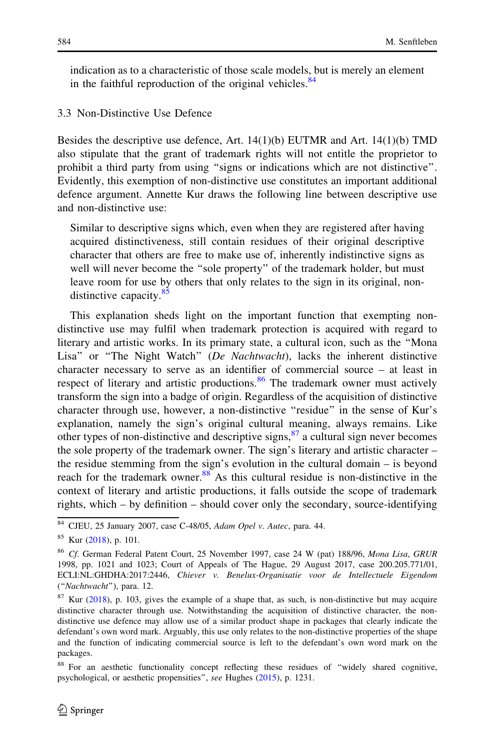indication as to a characteristic of those scale models, but is merely an element in the faithful reproduction of the original vehicles.[84]

### 3.3 Non-Distinctive Use Defence

Besides the descriptive use defence, Art. 14(1)(b) EUTMR and Art. 14(1)(b) TMD also stipulate that the grant of trademark rights will not entitle the proprietor to prohibit a third party from using "signs or indications which are not distinctive". Evidently, this exemption of non-distinctive use constitutes an important additional defence argument. Annette Kur draws the following line between descriptive use and non-distinctive use:

> Similar to descriptive signs which, even when they are registered after having acquired distinctiveness, still contain residues of their original descriptive character that others are free to make use of, inherently indistinctive signs as well will never become the "sole property" of the trademark holder, but must leave room for use by others that only relates to the sign in its original, non-distinctive capacity.[85]

This explanation sheds light on the important function that exempting non-distinctive use may fulfil when trademark protection is acquired with regard to literary and artistic works. In its primary state, a cultural icon, such as the "Mona Lisa" or "The Night Watch" (*De Nachtwacht*), lacks the inherent distinctive character necessary to serve as an identifier of commercial source – at least in respect of literary and artistic productions.[86] The trademark owner must actively transform the sign into a badge of origin. Regardless of the acquisition of distinctive character through use, however, a non-distinctive "residue" in the sense of Kur's explanation, namely the sign's original cultural meaning, always remains. Like other types of non-distinctive and descriptive signs,[87] a cultural sign never becomes the sole property of the trademark owner. The sign's literary and artistic character – the residue stemming from the sign's evolution in the cultural domain – is beyond reach for the trademark owner.[88] As this cultural residue is non-distinctive in the context of literary and artistic productions, it falls outside the scope of trademark rights, which – by definition – should cover only the secondary, source-identifying

---

[84] CJEU, 25 January 2007, case C-48/05, *Adam Opel v. Autec*, para. 44.

[85] Kur (2018), p. 101.

[86] *Cf.* German Federal Patent Court, 25 November 1997, case 24 W (pat) 188/96, *Mona Lisa*, *GRUR* 1998, pp. 1021 and 1023; Court of Appeals of The Hague, 29 August 2017, case 200.205.771/01, ECLI:NL:GHDHA:2017:2446, *Chiever v. Benelux-Organisatie voor de Intellectuele Eigendom* ("*Nachtwacht*"), para. 12.

[87] Kur (2018), p. 103, gives the example of a shape that, as such, is non-distinctive but may acquire distinctive character through use. Notwithstanding the acquisition of distinctive character, the non-distinctive use defence may allow use of a similar product shape in packages that clearly indicate the defendant's own word mark. Arguably, this use only relates to the non-distinctive properties of the shape and the function of indicating commercial source is left to the defendant's own word mark on the packages.

[88] For an aesthetic functionality concept reflecting these residues of "widely shared cognitive, psychological, or aesthetic propensities", *see* Hughes (2015), p. 1231.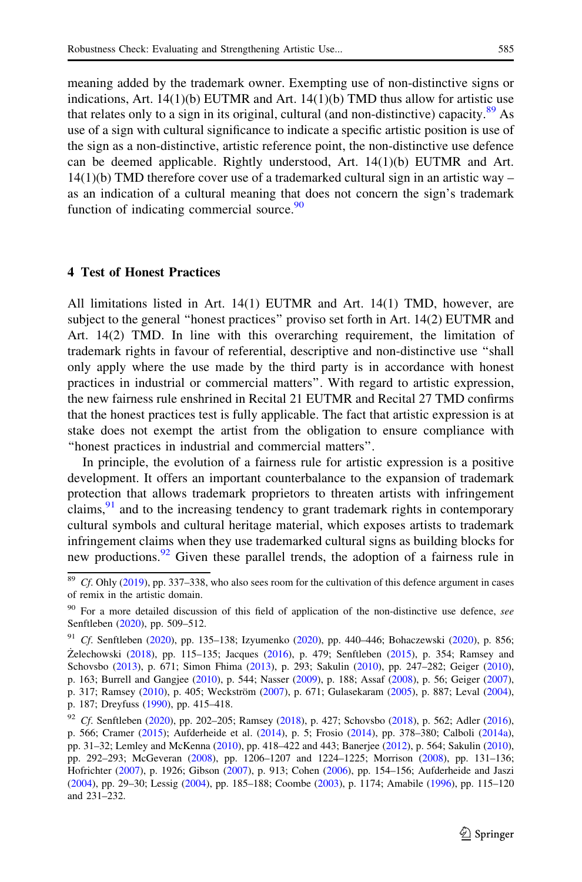meaning added by the trademark owner. Exempting use of non-distinctive signs or indications, Art. 14(1)(b) EUTMR and Art. 14(1)(b) TMD thus allow for artistic use that relates only to a sign in its original, cultural (and non-distinctive) capacity.[89] As use of a sign with cultural significance to indicate a specific artistic position is use of the sign as a non-distinctive, artistic reference point, the non-distinctive use defence can be deemed applicable. Rightly understood, Art. 14(1)(b) EUTMR and Art. 14(1)(b) TMD therefore cover use of a trademarked cultural sign in an artistic way – as an indication of a cultural meaning that does not concern the sign's trademark function of indicating commercial source.[90]

## 4 Test of Honest Practices

All limitations listed in Art. 14(1) EUTMR and Art. 14(1) TMD, however, are subject to the general "honest practices" proviso set forth in Art. 14(2) EUTMR and Art. 14(2) TMD. In line with this overarching requirement, the limitation of trademark rights in favour of referential, descriptive and non-distinctive use "shall only apply where the use made by the third party is in accordance with honest practices in industrial or commercial matters". With regard to artistic expression, the new fairness rule enshrined in Recital 21 EUTMR and Recital 27 TMD confirms that the honest practices test is fully applicable. The fact that artistic expression is at stake does not exempt the artist from the obligation to ensure compliance with "honest practices in industrial and commercial matters".

In principle, the evolution of a fairness rule for artistic expression is a positive development. It offers an important counterbalance to the expansion of trademark protection that allows trademark proprietors to threaten artists with infringement claims,[91] and to the increasing tendency to grant trademark rights in contemporary cultural symbols and cultural heritage material, which exposes artists to trademark infringement claims when they use trademarked cultural signs as building blocks for new productions.[92] Given these parallel trends, the adoption of a fairness rule in

---

[89] *Cf.* Ohly (2019), pp. 337–338, who also sees room for the cultivation of this defence argument in cases of remix in the artistic domain.

[90] For a more detailed discussion of this field of application of the non-distinctive use defence, *see* Senftleben (2020), pp. 509–512.

[91] *Cf.* Senftleben (2020), pp. 135–138; Izyumenko (2020), pp. 440–446; Bohaczewski (2020), p. 856; Żelechowski (2018), pp. 115–135; Jacques (2016), p. 479; Senftleben (2015), p. 354; Ramsey and Schovsbo (2013), p. 671; Simon Fhima (2013), p. 293; Sakulin (2010), pp. 247–282; Geiger (2010), p. 163; Burrell and Gangjee (2010), p. 544; Nasser (2009), p. 188; Assaf (2008), p. 56; Geiger (2007), p. 317; Ramsey (2010), p. 405; Weckström (2007), p. 671; Gulasekaram (2005), p. 887; Leval (2004), p. 187; Dreyfuss (1990), pp. 415–418.

[92] *Cf.* Senftleben (2020), pp. 202–205; Ramsey (2018), p. 427; Schovsbo (2018), p. 562; Adler (2016), p. 566; Cramer (2015); Aufderheide et al. (2014), p. 5; Frosio (2014), pp. 378–380; Calboli (2014a), pp. 31–32; Lemley and McKenna (2010), pp. 418–422 and 443; Banerjee (2012), p. 564; Sakulin (2010), pp. 292–293; McGeveran (2008), pp. 1206–1207 and 1224–1225; Morrison (2008), pp. 131–136; Hofrichter (2007), p. 1926; Gibson (2007), p. 913; Cohen (2006), pp. 154–156; Aufderheide and Jaszi (2004), pp. 29–30; Lessig (2004), pp. 185–188; Coombe (2003), p. 1174; Amabile (1996), pp. 115–120 and 231–232.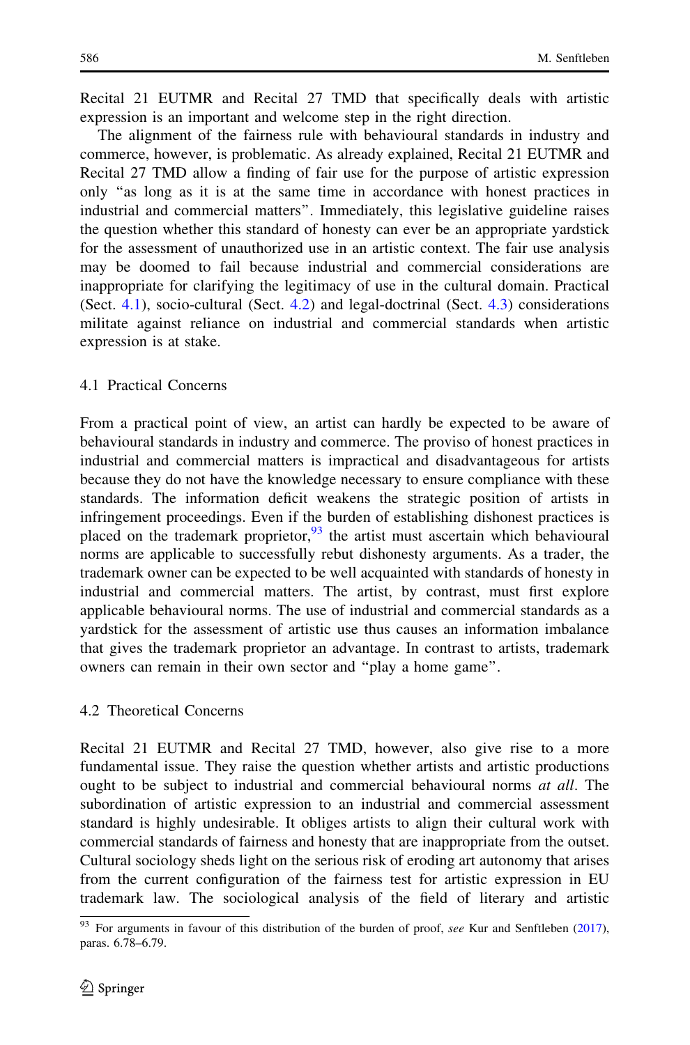Recital 21 EUTMR and Recital 27 TMD that specifically deals with artistic expression is an important and welcome step in the right direction.

The alignment of the fairness rule with behavioural standards in industry and commerce, however, is problematic. As already explained, Recital 21 EUTMR and Recital 27 TMD allow a finding of fair use for the purpose of artistic expression only "as long as it is at the same time in accordance with honest practices in industrial and commercial matters". Immediately, this legislative guideline raises the question whether this standard of honesty can ever be an appropriate yardstick for the assessment of unauthorized use in an artistic context. The fair use analysis may be doomed to fail because industrial and commercial considerations are inappropriate for clarifying the legitimacy of use in the cultural domain. Practical (Sect. 4.1), socio-cultural (Sect. 4.2) and legal-doctrinal (Sect. 4.3) considerations militate against reliance on industrial and commercial standards when artistic expression is at stake.

### 4.1 Practical Concerns

From a practical point of view, an artist can hardly be expected to be aware of behavioural standards in industry and commerce. The proviso of honest practices in industrial and commercial matters is impractical and disadvantageous for artists because they do not have the knowledge necessary to ensure compliance with these standards. The information deficit weakens the strategic position of artists in infringement proceedings. Even if the burden of establishing dishonest practices is placed on the trademark proprietor,[93] the artist must ascertain which behavioural norms are applicable to successfully rebut dishonesty arguments. As a trader, the trademark owner can be expected to be well acquainted with standards of honesty in industrial and commercial matters. The artist, by contrast, must first explore applicable behavioural norms. The use of industrial and commercial standards as a yardstick for the assessment of artistic use thus causes an information imbalance that gives the trademark proprietor an advantage. In contrast to artists, trademark owners can remain in their own sector and "play a home game".

### 4.2 Theoretical Concerns

Recital 21 EUTMR and Recital 27 TMD, however, also give rise to a more fundamental issue. They raise the question whether artists and artistic productions ought to be subject to industrial and commercial behavioural norms *at all*. The subordination of artistic expression to an industrial and commercial assessment standard is highly undesirable. It obliges artists to align their cultural work with commercial standards of fairness and honesty that are inappropriate from the outset. Cultural sociology sheds light on the serious risk of eroding art autonomy that arises from the current configuration of the fairness test for artistic expression in EU trademark law. The sociological analysis of the field of literary and artistic

[93] For arguments in favour of this distribution of the burden of proof, *see* Kur and Senftleben (2017), paras. 6.78–6.79.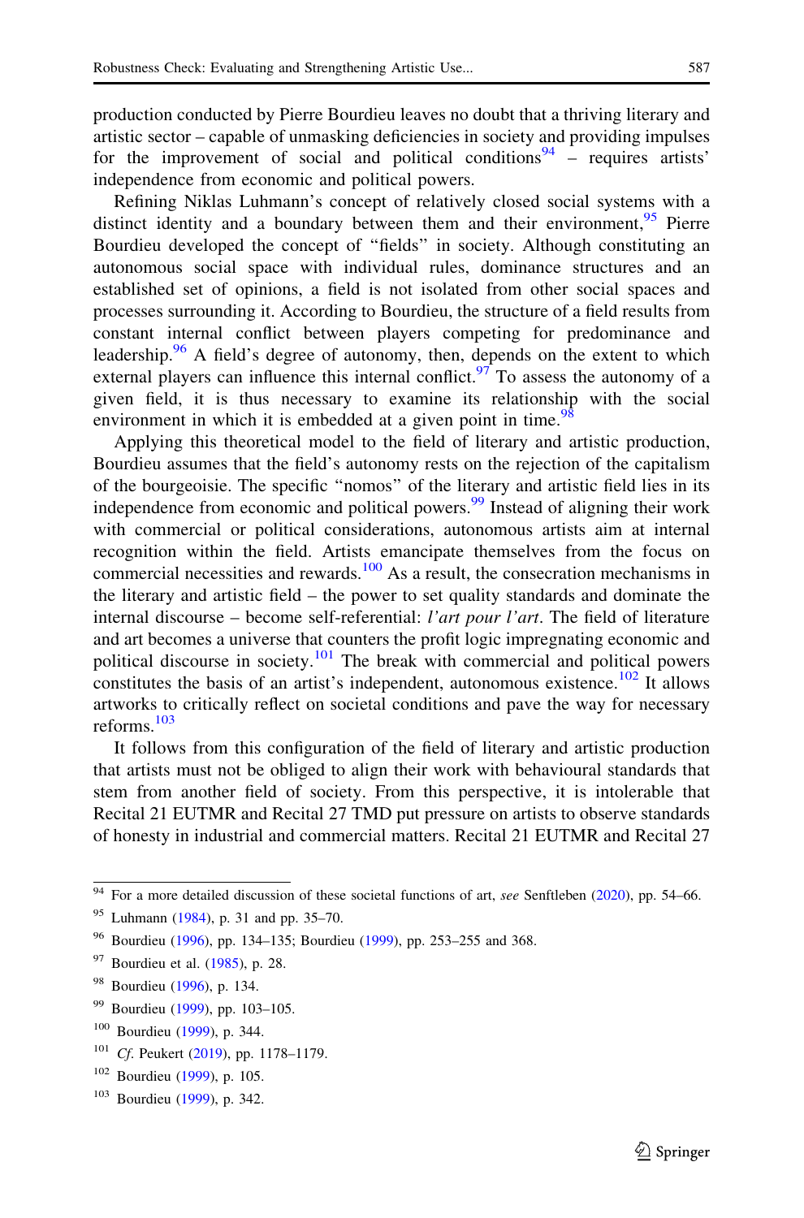production conducted by Pierre Bourdieu leaves no doubt that a thriving literary and artistic sector – capable of unmasking deficiencies in society and providing impulses for the improvement of social and political conditions[94] – requires artists' independence from economic and political powers.

Refining Niklas Luhmann's concept of relatively closed social systems with a distinct identity and a boundary between them and their environment,[95] Pierre Bourdieu developed the concept of "fields" in society. Although constituting an autonomous social space with individual rules, dominance structures and an established set of opinions, a field is not isolated from other social spaces and processes surrounding it. According to Bourdieu, the structure of a field results from constant internal conflict between players competing for predominance and leadership.[96] A field's degree of autonomy, then, depends on the extent to which external players can influence this internal conflict.[97] To assess the autonomy of a given field, it is thus necessary to examine its relationship with the social environment in which it is embedded at a given point in time.[98]

Applying this theoretical model to the field of literary and artistic production, Bourdieu assumes that the field's autonomy rests on the rejection of the capitalism of the bourgeoisie. The specific "nomos" of the literary and artistic field lies in its independence from economic and political powers.[99] Instead of aligning their work with commercial or political considerations, autonomous artists aim at internal recognition within the field. Artists emancipate themselves from the focus on commercial necessities and rewards.[100] As a result, the consecration mechanisms in the literary and artistic field – the power to set quality standards and dominate the internal discourse – become self-referential: *l'art pour l'art*. The field of literature and art becomes a universe that counters the profit logic impregnating economic and political discourse in society.[101] The break with commercial and political powers constitutes the basis of an artist's independent, autonomous existence.[102] It allows artworks to critically reflect on societal conditions and pave the way for necessary reforms.[103]

It follows from this configuration of the field of literary and artistic production that artists must not be obliged to align their work with behavioural standards that stem from another field of society. From this perspective, it is intolerable that Recital 21 EUTMR and Recital 27 TMD put pressure on artists to observe standards of honesty in industrial and commercial matters. Recital 21 EUTMR and Recital 27

---

[94] For a more detailed discussion of these societal functions of art, *see* Senftleben (2020), pp. 54–66.

[95] Luhmann (1984), p. 31 and pp. 35–70.

[96] Bourdieu (1996), pp. 134–135; Bourdieu (1999), pp. 253–255 and 368.

[97] Bourdieu et al. (1985), p. 28.

[98] Bourdieu (1996), p. 134.

[99] Bourdieu (1999), pp. 103–105.

[100] Bourdieu (1999), p. 344.

[101] *Cf.* Peukert (2019), pp. 1178–1179.

[102] Bourdieu (1999), p. 105.

[103] Bourdieu (1999), p. 342.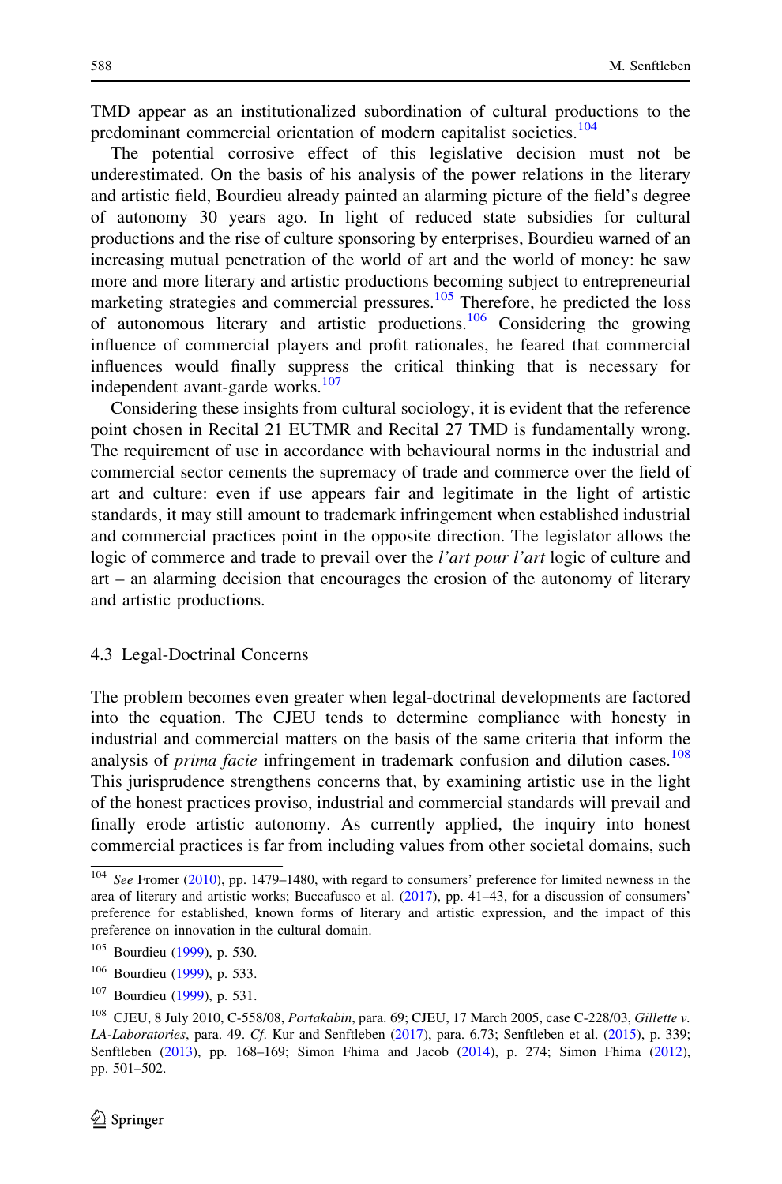TMD appear as an institutionalized subordination of cultural productions to the predominant commercial orientation of modern capitalist societies.[104]

The potential corrosive effect of this legislative decision must not be underestimated. On the basis of his analysis of the power relations in the literary and artistic field, Bourdieu already painted an alarming picture of the field's degree of autonomy 30 years ago. In light of reduced state subsidies for cultural productions and the rise of culture sponsoring by enterprises, Bourdieu warned of an increasing mutual penetration of the world of art and the world of money: he saw more and more literary and artistic productions becoming subject to entrepreneurial marketing strategies and commercial pressures.[105] Therefore, he predicted the loss of autonomous literary and artistic productions.[106] Considering the growing influence of commercial players and profit rationales, he feared that commercial influences would finally suppress the critical thinking that is necessary for independent avant-garde works.[107]

Considering these insights from cultural sociology, it is evident that the reference point chosen in Recital 21 EUTMR and Recital 27 TMD is fundamentally wrong. The requirement of use in accordance with behavioural norms in the industrial and commercial sector cements the supremacy of trade and commerce over the field of art and culture: even if use appears fair and legitimate in the light of artistic standards, it may still amount to trademark infringement when established industrial and commercial practices point in the opposite direction. The legislator allows the logic of commerce and trade to prevail over the *l'art pour l'art* logic of culture and art – an alarming decision that encourages the erosion of the autonomy of literary and artistic productions.

### 4.3 Legal-Doctrinal Concerns

The problem becomes even greater when legal-doctrinal developments are factored into the equation. The CJEU tends to determine compliance with honesty in industrial and commercial matters on the basis of the same criteria that inform the analysis of *prima facie* infringement in trademark confusion and dilution cases.[108] This jurisprudence strengthens concerns that, by examining artistic use in the light of the honest practices proviso, industrial and commercial standards will prevail and finally erode artistic autonomy. As currently applied, the inquiry into honest commercial practices is far from including values from other societal domains, such

---

[104] *See* Fromer (2010), pp. 1479–1480, with regard to consumers' preference for limited newness in the area of literary and artistic works; Buccafusco et al. (2017), pp. 41–43, for a discussion of consumers' preference for established, known forms of literary and artistic expression, and the impact of this preference on innovation in the cultural domain.

[105] Bourdieu (1999), p. 530.

[106] Bourdieu (1999), p. 533.

[107] Bourdieu (1999), p. 531.

[108] CJEU, 8 July 2010, C-558/08, *Portakabin*, para. 69; CJEU, 17 March 2005, case C-228/03, *Gillette v. LA-Laboratories*, para. 49. *Cf.* Kur and Senftleben (2017), para. 6.73; Senftleben et al. (2015), p. 339; Senftleben (2013), pp. 168–169; Simon Fhima and Jacob (2014), p. 274; Simon Fhima (2012), pp. 501–502.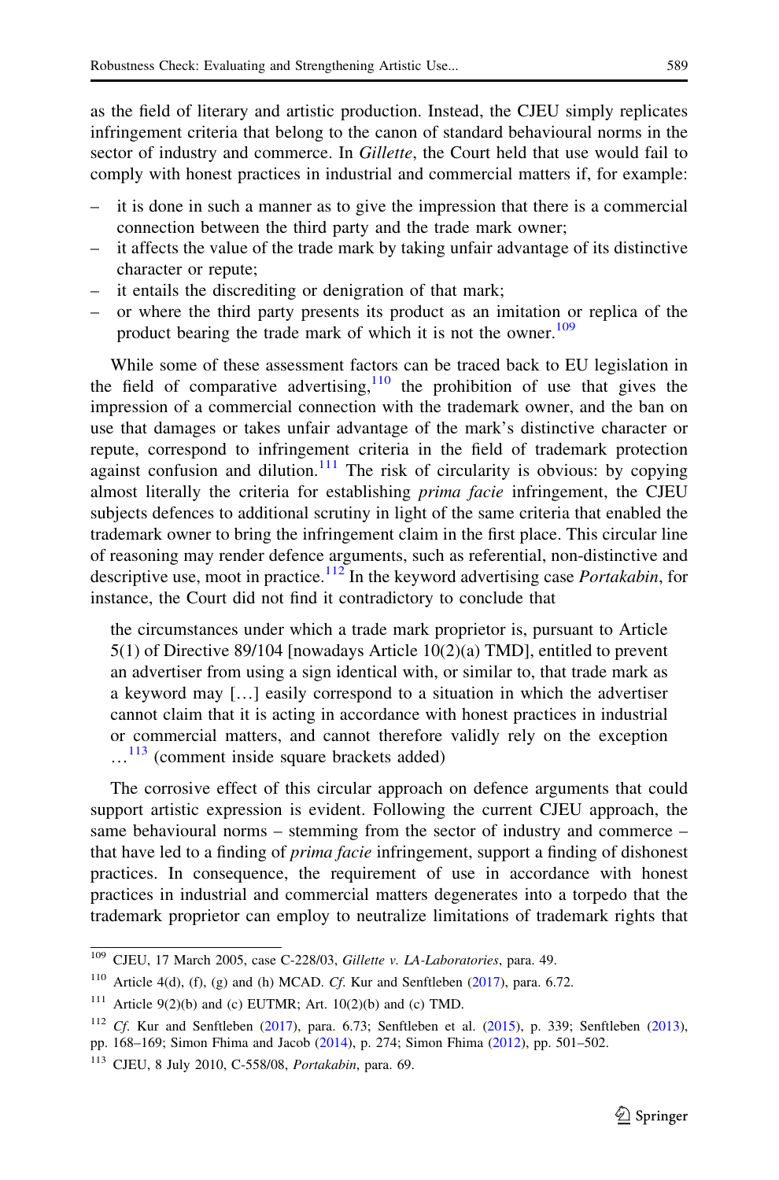as the field of literary and artistic production. Instead, the CJEU simply replicates infringement criteria that belong to the canon of standard behavioural norms in the sector of industry and commerce. In *Gillette*, the Court held that use would fail to comply with honest practices in industrial and commercial matters if, for example:

- it is done in such a manner as to give the impression that there is a commercial connection between the third party and the trade mark owner;
- it affects the value of the trade mark by taking unfair advantage of its distinctive character or repute;
- it entails the discrediting or denigration of that mark;
- or where the third party presents its product as an imitation or replica of the product bearing the trade mark of which it is not the owner.[109]

While some of these assessment factors can be traced back to EU legislation in the field of comparative advertising,[110] the prohibition of use that gives the impression of a commercial connection with the trademark owner, and the ban on use that damages or takes unfair advantage of the mark's distinctive character or repute, correspond to infringement criteria in the field of trademark protection against confusion and dilution.[111] The risk of circularity is obvious: by copying almost literally the criteria for establishing *prima facie* infringement, the CJEU subjects defences to additional scrutiny in light of the same criteria that enabled the trademark owner to bring the infringement claim in the first place. This circular line of reasoning may render defence arguments, such as referential, non-distinctive and descriptive use, moot in practice.[112] In the keyword advertising case *Portakabin*, for instance, the Court did not find it contradictory to conclude that

> the circumstances under which a trade mark proprietor is, pursuant to Article 5(1) of Directive 89/104 [nowadays Article 10(2)(a) TMD], entitled to prevent an advertiser from using a sign identical with, or similar to, that trade mark as a keyword may […] easily correspond to a situation in which the advertiser cannot claim that it is acting in accordance with honest practices in industrial or commercial matters, and cannot therefore validly rely on the exception …[113] (comment inside square brackets added)

The corrosive effect of this circular approach on defence arguments that could support artistic expression is evident. Following the current CJEU approach, the same behavioural norms – stemming from the sector of industry and commerce – that have led to a finding of *prima facie* infringement, support a finding of dishonest practices. In consequence, the requirement of use in accordance with honest practices in industrial and commercial matters degenerates into a torpedo that the trademark proprietor can employ to neutralize limitations of trademark rights that

---

[109] CJEU, 17 March 2005, case C-228/03, *Gillette v. LA-Laboratories*, para. 49.

[110] Article 4(d), (f), (g) and (h) MCAD. *Cf.* Kur and Senftleben (2017), para. 6.72.

[111] Article 9(2)(b) and (c) EUTMR; Art. 10(2)(b) and (c) TMD.

[112] *Cf.* Kur and Senftleben (2017), para. 6.73; Senftleben et al. (2015), p. 339; Senftleben (2013), pp. 168–169; Simon Fhima and Jacob (2014), p. 274; Simon Fhima (2012), pp. 501–502.

[113] CJEU, 8 July 2010, C-558/08, *Portakabin*, para. 69.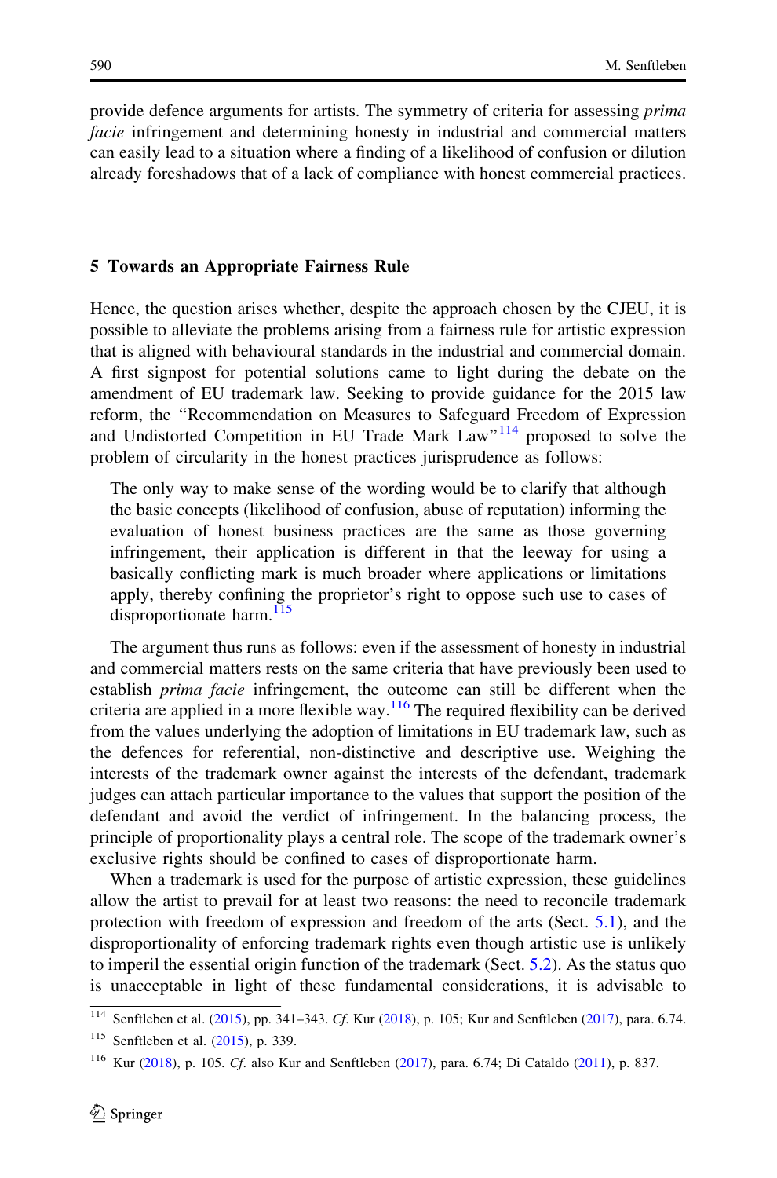provide defence arguments for artists. The symmetry of criteria for assessing *prima facie* infringement and determining honesty in industrial and commercial matters can easily lead to a situation where a finding of a likelihood of confusion or dilution already foreshadows that of a lack of compliance with honest commercial practices.

## 5 Towards an Appropriate Fairness Rule

Hence, the question arises whether, despite the approach chosen by the CJEU, it is possible to alleviate the problems arising from a fairness rule for artistic expression that is aligned with behavioural standards in the industrial and commercial domain. A first signpost for potential solutions came to light during the debate on the amendment of EU trademark law. Seeking to provide guidance for the 2015 law reform, the "Recommendation on Measures to Safeguard Freedom of Expression and Undistorted Competition in EU Trade Mark Law"[114] proposed to solve the problem of circularity in the honest practices jurisprudence as follows:

> The only way to make sense of the wording would be to clarify that although the basic concepts (likelihood of confusion, abuse of reputation) informing the evaluation of honest business practices are the same as those governing infringement, their application is different in that the leeway for using a basically conflicting mark is much broader where applications or limitations apply, thereby confining the proprietor's right to oppose such use to cases of disproportionate harm.[115]

The argument thus runs as follows: even if the assessment of honesty in industrial and commercial matters rests on the same criteria that have previously been used to establish *prima facie* infringement, the outcome can still be different when the criteria are applied in a more flexible way.[116] The required flexibility can be derived from the values underlying the adoption of limitations in EU trademark law, such as the defences for referential, non-distinctive and descriptive use. Weighing the interests of the trademark owner against the interests of the defendant, trademark judges can attach particular importance to the values that support the position of the defendant and avoid the verdict of infringement. In the balancing process, the principle of proportionality plays a central role. The scope of the trademark owner's exclusive rights should be confined to cases of disproportionate harm.

When a trademark is used for the purpose of artistic expression, these guidelines allow the artist to prevail for at least two reasons: the need to reconcile trademark protection with freedom of expression and freedom of the arts (Sect. 5.1), and the disproportionality of enforcing trademark rights even though artistic use is unlikely to imperil the essential origin function of the trademark (Sect. 5.2). As the status quo is unacceptable in light of these fundamental considerations, it is advisable to

---

[114] Senftleben et al. (2015), pp. 341–343. *Cf.* Kur (2018), p. 105; Kur and Senftleben (2017), para. 6.74.

[115] Senftleben et al. (2015), p. 339.

[116] Kur (2018), p. 105. *Cf.* also Kur and Senftleben (2017), para. 6.74; Di Cataldo (2011), p. 837.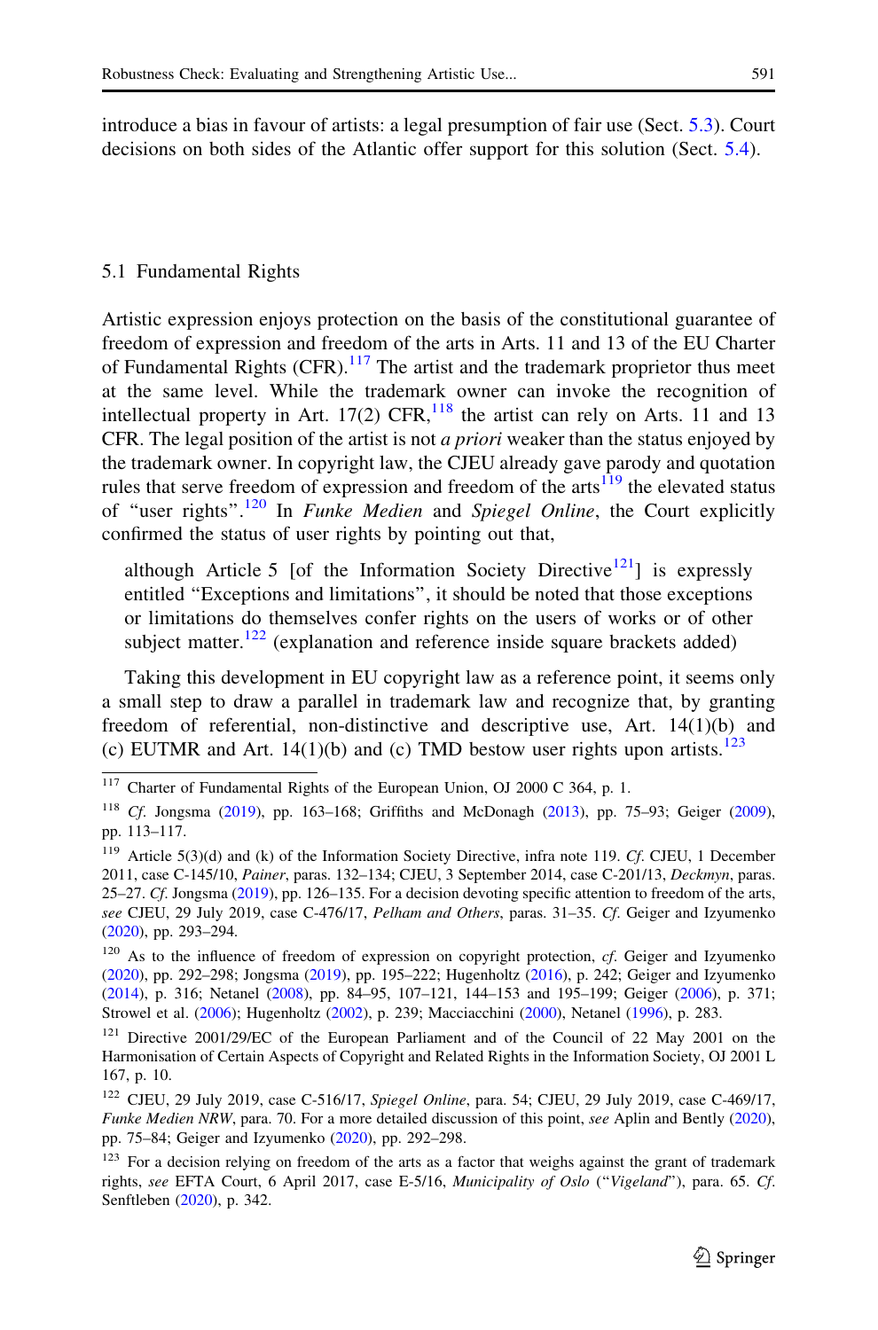introduce a bias in favour of artists: a legal presumption of fair use (Sect. 5.3). Court decisions on both sides of the Atlantic offer support for this solution (Sect. 5.4).

## 5.1 Fundamental Rights

Artistic expression enjoys protection on the basis of the constitutional guarantee of freedom of expression and freedom of the arts in Arts. 11 and 13 of the EU Charter of Fundamental Rights (CFR).[117] The artist and the trademark proprietor thus meet at the same level. While the trademark owner can invoke the recognition of intellectual property in Art. 17(2) CFR,[118] the artist can rely on Arts. 11 and 13 CFR. The legal position of the artist is not *a priori* weaker than the status enjoyed by the trademark owner. In copyright law, the CJEU already gave parody and quotation rules that serve freedom of expression and freedom of the arts[119] the elevated status of "user rights".[120] In *Funke Medien* and *Spiegel Online*, the Court explicitly confirmed the status of user rights by pointing out that,

> although Article 5 [of the Information Society Directive[121]] is expressly entitled "Exceptions and limitations", it should be noted that those exceptions or limitations do themselves confer rights on the users of works or of other subject matter.[122] (explanation and reference inside square brackets added)

Taking this development in EU copyright law as a reference point, it seems only a small step to draw a parallel in trademark law and recognize that, by granting freedom of referential, non-distinctive and descriptive use, Art. 14(1)(b) and (c) EUTMR and Art. 14(1)(b) and (c) TMD bestow user rights upon artists.[123]

---

[117] Charter of Fundamental Rights of the European Union, OJ 2000 C 364, p. 1.

[118] *Cf.* Jongsma (2019), pp. 163–168; Griffiths and McDonagh (2013), pp. 75–93; Geiger (2009), pp. 113–117.

[119] Article 5(3)(d) and (k) of the Information Society Directive, infra note 119. *Cf.* CJEU, 1 December 2011, case C-145/10, *Painer*, paras. 132–134; CJEU, 3 September 2014, case C-201/13, *Deckmyn*, paras. 25–27. *Cf.* Jongsma (2019), pp. 126–135. For a decision devoting specific attention to freedom of the arts, *see* CJEU, 29 July 2019, case C-476/17, *Pelham and Others*, paras. 31–35. *Cf.* Geiger and Izyumenko (2020), pp. 293–294.

[120] As to the influence of freedom of expression on copyright protection, *cf.* Geiger and Izyumenko (2020), pp. 292–298; Jongsma (2019), pp. 195–222; Hugenholtz (2016), p. 242; Geiger and Izyumenko (2014), p. 316; Netanel (2008), pp. 84–95, 107–121, 144–153 and 195–199; Geiger (2006), p. 371; Strowel et al. (2006); Hugenholtz (2002), p. 239; Macciacchini (2000), Netanel (1996), p. 283.

[121] Directive 2001/29/EC of the European Parliament and of the Council of 22 May 2001 on the Harmonisation of Certain Aspects of Copyright and Related Rights in the Information Society, OJ 2001 L 167, p. 10.

[122] CJEU, 29 July 2019, case C-516/17, *Spiegel Online*, para. 54; CJEU, 29 July 2019, case C-469/17, *Funke Medien NRW*, para. 70. For a more detailed discussion of this point, *see* Aplin and Bently (2020), pp. 75–84; Geiger and Izyumenko (2020), pp. 292–298.

[123] For a decision relying on freedom of the arts as a factor that weighs against the grant of trademark rights, *see* EFTA Court, 6 April 2017, case E-5/16, *Municipality of Oslo* ("*Vigeland*"), para. 65. *Cf.* Senftleben (2020), p. 342.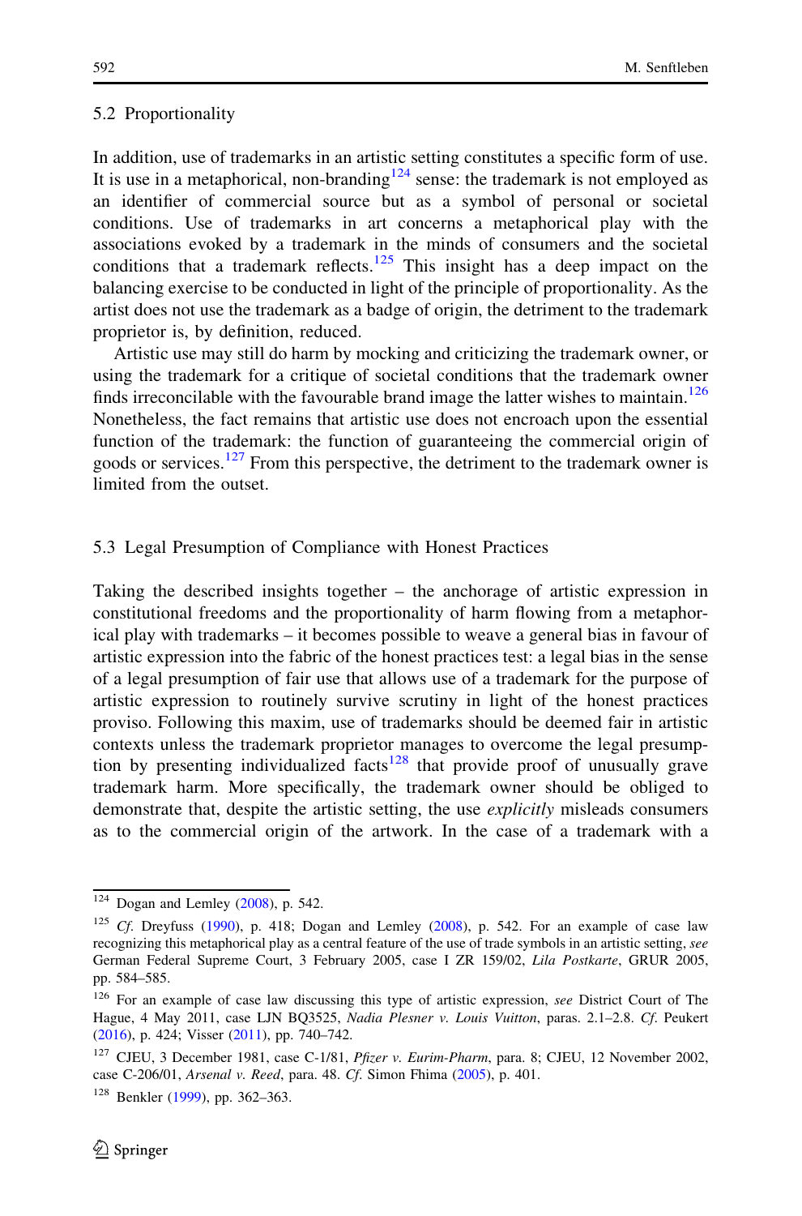## 5.2 Proportionality

In addition, use of trademarks in an artistic setting constitutes a specific form of use. It is use in a metaphorical, non-branding[124] sense: the trademark is not employed as an identifier of commercial source but as a symbol of personal or societal conditions. Use of trademarks in art concerns a metaphorical play with the associations evoked by a trademark in the minds of consumers and the societal conditions that a trademark reflects.[125] This insight has a deep impact on the balancing exercise to be conducted in light of the principle of proportionality. As the artist does not use the trademark as a badge of origin, the detriment to the trademark proprietor is, by definition, reduced.

Artistic use may still do harm by mocking and criticizing the trademark owner, or using the trademark for a critique of societal conditions that the trademark owner finds irreconcilable with the favourable brand image the latter wishes to maintain.[126] Nonetheless, the fact remains that artistic use does not encroach upon the essential function of the trademark: the function of guaranteeing the commercial origin of goods or services.[127] From this perspective, the detriment to the trademark owner is limited from the outset.

## 5.3 Legal Presumption of Compliance with Honest Practices

Taking the described insights together – the anchorage of artistic expression in constitutional freedoms and the proportionality of harm flowing from a metaphorical play with trademarks – it becomes possible to weave a general bias in favour of artistic expression into the fabric of the honest practices test: a legal bias in the sense of a legal presumption of fair use that allows use of a trademark for the purpose of artistic expression to routinely survive scrutiny in light of the honest practices proviso. Following this maxim, use of trademarks should be deemed fair in artistic contexts unless the trademark proprietor manages to overcome the legal presumption by presenting individualized facts[128] that provide proof of unusually grave trademark harm. More specifically, the trademark owner should be obliged to demonstrate that, despite the artistic setting, the use *explicitly* misleads consumers as to the commercial origin of the artwork. In the case of a trademark with a

---

[124] Dogan and Lemley (2008), p. 542.

[125] *Cf.* Dreyfuss (1990), p. 418; Dogan and Lemley (2008), p. 542. For an example of case law recognizing this metaphorical play as a central feature of the use of trade symbols in an artistic setting, *see* German Federal Supreme Court, 3 February 2005, case I ZR 159/02, *Lila Postkarte*, GRUR 2005, pp. 584–585.

[126] For an example of case law discussing this type of artistic expression, *see* District Court of The Hague, 4 May 2011, case LJN BQ3525, *Nadia Plesner v. Louis Vuitton*, paras. 2.1–2.8. *Cf.* Peukert (2016), p. 424; Visser (2011), pp. 740–742.

[127] CJEU, 3 December 1981, case C-1/81, *Pfizer v. Eurim-Pharm*, para. 8; CJEU, 12 November 2002, case C-206/01, *Arsenal v. Reed*, para. 48. *Cf.* Simon Fhima (2005), p. 401.

[128] Benkler (1999), pp. 362–363.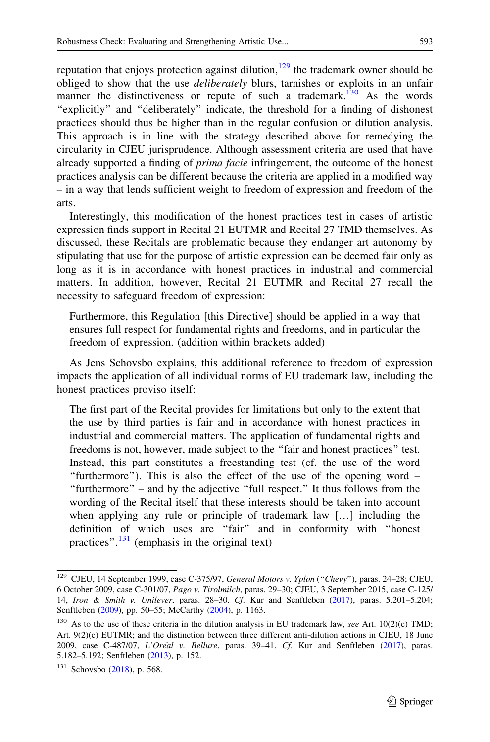reputation that enjoys protection against dilution,[129] the trademark owner should be obliged to show that the use *deliberately* blurs, tarnishes or exploits in an unfair manner the distinctiveness or repute of such a trademark.[130] As the words "explicitly" and "deliberately" indicate, the threshold for a finding of dishonest practices should thus be higher than in the regular confusion or dilution analysis. This approach is in line with the strategy described above for remedying the circularity in CJEU jurisprudence. Although assessment criteria are used that have already supported a finding of *prima facie* infringement, the outcome of the honest practices analysis can be different because the criteria are applied in a modified way – in a way that lends sufficient weight to freedom of expression and freedom of the arts.

Interestingly, this modification of the honest practices test in cases of artistic expression finds support in Recital 21 EUTMR and Recital 27 TMD themselves. As discussed, these Recitals are problematic because they endanger art autonomy by stipulating that use for the purpose of artistic expression can be deemed fair only as long as it is in accordance with honest practices in industrial and commercial matters. In addition, however, Recital 21 EUTMR and Recital 27 recall the necessity to safeguard freedom of expression:

> Furthermore, this Regulation [this Directive] should be applied in a way that ensures full respect for fundamental rights and freedoms, and in particular the freedom of expression. (addition within brackets added)

As Jens Schovsbo explains, this additional reference to freedom of expression impacts the application of all individual norms of EU trademark law, including the honest practices proviso itself:

> The first part of the Recital provides for limitations but only to the extent that the use by third parties is fair and in accordance with honest practices in industrial and commercial matters. The application of fundamental rights and freedoms is not, however, made subject to the "fair and honest practices" test. Instead, this part constitutes a freestanding test (cf. the use of the word "furthermore"). This is also the effect of the use of the opening word – "furthermore" – and by the adjective "full respect." It thus follows from the wording of the Recital itself that these interests should be taken into account when applying any rule or principle of trademark law […] including the definition of which uses are "fair" and in conformity with "honest practices".[131] (emphasis in the original text)

---

[129] CJEU, 14 September 1999, case C-375/97, *General Motors v. Yplon* ("*Chevy*"), paras. 24–28; CJEU, 6 October 2009, case C-301/07, *Pago v. Tirolmilch*, paras. 29–30; CJEU, 3 September 2015, case C-125/14, *Iron & Smith v. Unilever*, paras. 28–30. *Cf.* Kur and Senftleben (2017), paras. 5.201–5.204; Senftleben (2009), pp. 50–55; McCarthy (2004), p. 1163.

[130] As to the use of these criteria in the dilution analysis in EU trademark law, *see* Art. 10(2)(c) TMD; Art. 9(2)(c) EUTMR; and the distinction between three different anti-dilution actions in CJEU, 18 June 2009, case C-487/07, *L'Oréal v. Bellure*, paras. 39–41. *Cf.* Kur and Senftleben (2017), paras. 5.182–5.192; Senftleben (2013), p. 152.

[131] Schovsbo (2018), p. 568.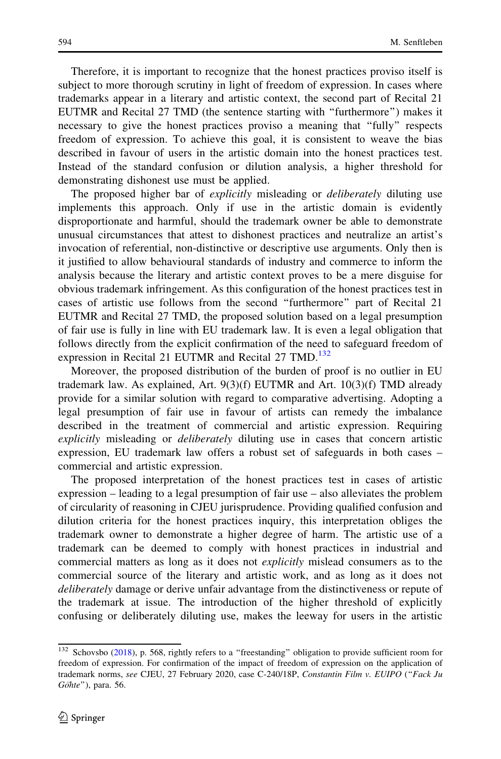Therefore, it is important to recognize that the honest practices proviso itself is subject to more thorough scrutiny in light of freedom of expression. In cases where trademarks appear in a literary and artistic context, the second part of Recital 21 EUTMR and Recital 27 TMD (the sentence starting with "furthermore") makes it necessary to give the honest practices proviso a meaning that "fully" respects freedom of expression. To achieve this goal, it is consistent to weave the bias described in favour of users in the artistic domain into the honest practices test. Instead of the standard confusion or dilution analysis, a higher threshold for demonstrating dishonest use must be applied.

The proposed higher bar of *explicitly* misleading or *deliberately* diluting use implements this approach. Only if use in the artistic domain is evidently disproportionate and harmful, should the trademark owner be able to demonstrate unusual circumstances that attest to dishonest practices and neutralize an artist's invocation of referential, non-distinctive or descriptive use arguments. Only then is it justified to allow behavioural standards of industry and commerce to inform the analysis because the literary and artistic context proves to be a mere disguise for obvious trademark infringement. As this configuration of the honest practices test in cases of artistic use follows from the second "furthermore" part of Recital 21 EUTMR and Recital 27 TMD, the proposed solution based on a legal presumption of fair use is fully in line with EU trademark law. It is even a legal obligation that follows directly from the explicit confirmation of the need to safeguard freedom of expression in Recital 21 EUTMR and Recital 27 TMD.[132]

Moreover, the proposed distribution of the burden of proof is no outlier in EU trademark law. As explained, Art. 9(3)(f) EUTMR and Art. 10(3)(f) TMD already provide for a similar solution with regard to comparative advertising. Adopting a legal presumption of fair use in favour of artists can remedy the imbalance described in the treatment of commercial and artistic expression. Requiring *explicitly* misleading or *deliberately* diluting use in cases that concern artistic expression, EU trademark law offers a robust set of safeguards in both cases – commercial and artistic expression.

The proposed interpretation of the honest practices test in cases of artistic expression – leading to a legal presumption of fair use – also alleviates the problem of circularity of reasoning in CJEU jurisprudence. Providing qualified confusion and dilution criteria for the honest practices inquiry, this interpretation obliges the trademark owner to demonstrate a higher degree of harm. The artistic use of a trademark can be deemed to comply with honest practices in industrial and commercial matters as long as it does not *explicitly* mislead consumers as to the commercial source of the literary and artistic work, and as long as it does not *deliberately* damage or derive unfair advantage from the distinctiveness or repute of the trademark at issue. The introduction of the higher threshold of explicitly confusing or deliberately diluting use, makes the leeway for users in the artistic

---

[132] Schovsbo (2018), p. 568, rightly refers to a "freestanding" obligation to provide sufficient room for freedom of expression. For confirmation of the impact of freedom of expression on the application of trademark norms, *see* CJEU, 27 February 2020, case C-240/18P, *Constantin Film v. EUIPO* ("*Fack Ju Göhte*"), para. 56.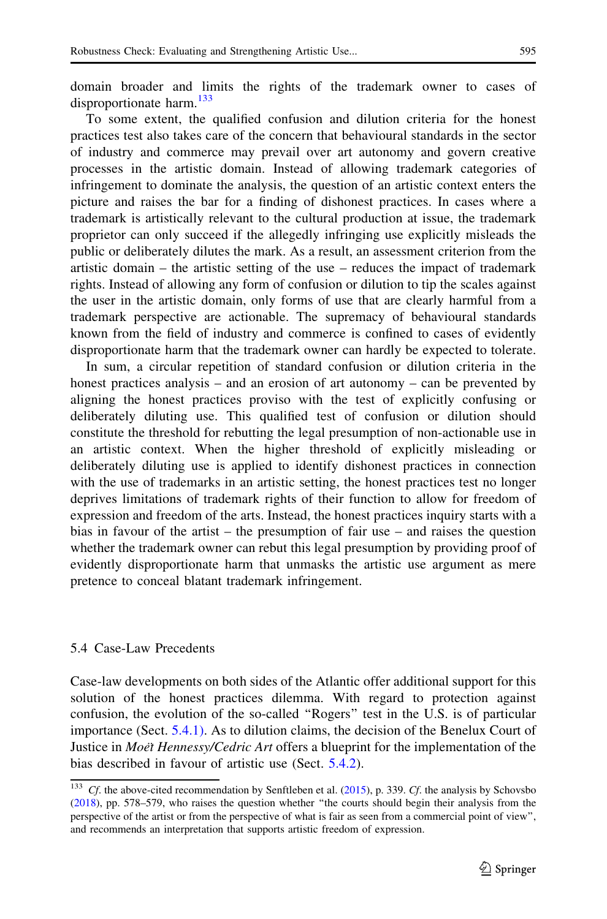domain broader and limits the rights of the trademark owner to cases of disproportionate harm.[133]

To some extent, the qualified confusion and dilution criteria for the honest practices test also takes care of the concern that behavioural standards in the sector of industry and commerce may prevail over art autonomy and govern creative processes in the artistic domain. Instead of allowing trademark categories of infringement to dominate the analysis, the question of an artistic context enters the picture and raises the bar for a finding of dishonest practices. In cases where a trademark is artistically relevant to the cultural production at issue, the trademark proprietor can only succeed if the allegedly infringing use explicitly misleads the public or deliberately dilutes the mark. As a result, an assessment criterion from the artistic domain – the artistic setting of the use – reduces the impact of trademark rights. Instead of allowing any form of confusion or dilution to tip the scales against the user in the artistic domain, only forms of use that are clearly harmful from a trademark perspective are actionable. The supremacy of behavioural standards known from the field of industry and commerce is confined to cases of evidently disproportionate harm that the trademark owner can hardly be expected to tolerate.

In sum, a circular repetition of standard confusion or dilution criteria in the honest practices analysis – and an erosion of art autonomy – can be prevented by aligning the honest practices proviso with the test of explicitly confusing or deliberately diluting use. This qualified test of confusion or dilution should constitute the threshold for rebutting the legal presumption of non-actionable use in an artistic context. When the higher threshold of explicitly misleading or deliberately diluting use is applied to identify dishonest practices in connection with the use of trademarks in an artistic setting, the honest practices test no longer deprives limitations of trademark rights of their function to allow for freedom of expression and freedom of the arts. Instead, the honest practices inquiry starts with a bias in favour of the artist – the presumption of fair use – and raises the question whether the trademark owner can rebut this legal presumption by providing proof of evidently disproportionate harm that unmasks the artistic use argument as mere pretence to conceal blatant trademark infringement.

### 5.4 Case-Law Precedents

Case-law developments on both sides of the Atlantic offer additional support for this solution of the honest practices dilemma. With regard to protection against confusion, the evolution of the so-called "Rogers" test in the U.S. is of particular importance (Sect. 5.4.1). As to dilution claims, the decision of the Benelux Court of Justice in *Moët Hennessy/Cedric Art* offers a blueprint for the implementation of the bias described in favour of artistic use (Sect. 5.4.2).

---

[133] *Cf.* the above-cited recommendation by Senftleben et al. (2015), p. 339. *Cf.* the analysis by Schovsbo (2018), pp. 578–579, who raises the question whether "the courts should begin their analysis from the perspective of the artist or from the perspective of what is fair as seen from a commercial point of view", and recommends an interpretation that supports artistic freedom of expression.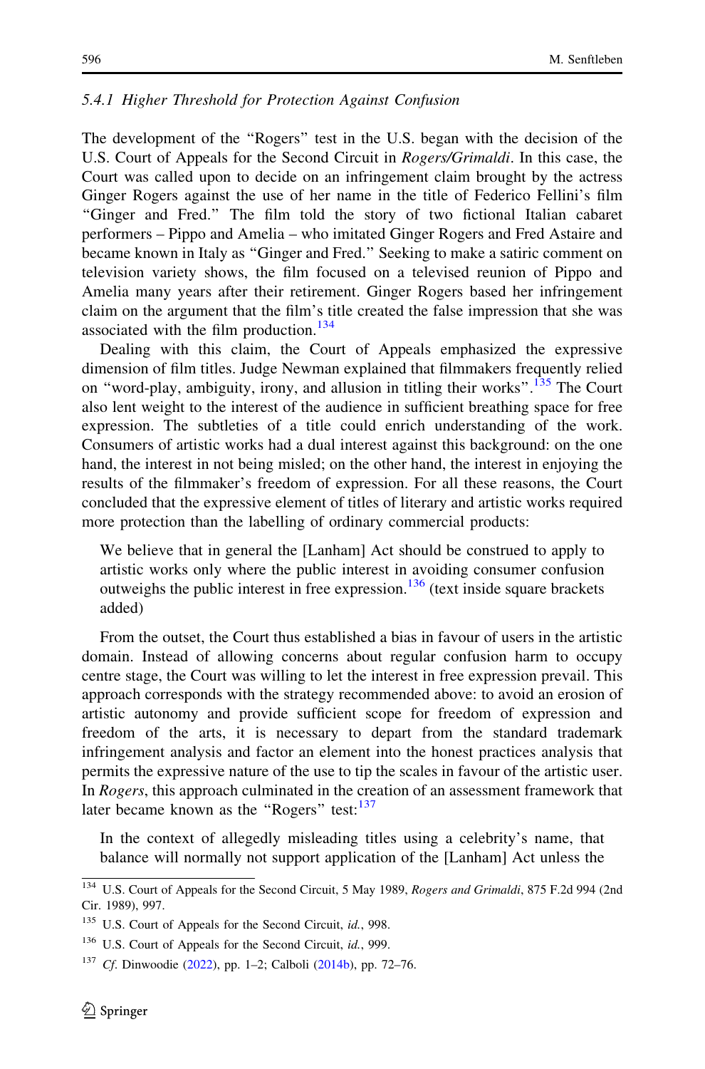### 5.4.1 Higher Threshold for Protection Against Confusion

The development of the "Rogers" test in the U.S. began with the decision of the U.S. Court of Appeals for the Second Circuit in *Rogers/Grimaldi*. In this case, the Court was called upon to decide on an infringement claim brought by the actress Ginger Rogers against the use of her name in the title of Federico Fellini's film "Ginger and Fred." The film told the story of two fictional Italian cabaret performers – Pippo and Amelia – who imitated Ginger Rogers and Fred Astaire and became known in Italy as "Ginger and Fred." Seeking to make a satiric comment on television variety shows, the film focused on a televised reunion of Pippo and Amelia many years after their retirement. Ginger Rogers based her infringement claim on the argument that the film's title created the false impression that she was associated with the film production.[134]

Dealing with this claim, the Court of Appeals emphasized the expressive dimension of film titles. Judge Newman explained that filmmakers frequently relied on "word-play, ambiguity, irony, and allusion in titling their works".[135] The Court also lent weight to the interest of the audience in sufficient breathing space for free expression. The subtleties of a title could enrich understanding of the work. Consumers of artistic works had a dual interest against this background: on the one hand, the interest in not being misled; on the other hand, the interest in enjoying the results of the filmmaker's freedom of expression. For all these reasons, the Court concluded that the expressive element of titles of literary and artistic works required more protection than the labelling of ordinary commercial products:

> We believe that in general the [Lanham] Act should be construed to apply to artistic works only where the public interest in avoiding consumer confusion outweighs the public interest in free expression.[136] (text inside square brackets added)

From the outset, the Court thus established a bias in favour of users in the artistic domain. Instead of allowing concerns about regular confusion harm to occupy centre stage, the Court was willing to let the interest in free expression prevail. This approach corresponds with the strategy recommended above: to avoid an erosion of artistic autonomy and provide sufficient scope for freedom of expression and freedom of the arts, it is necessary to depart from the standard trademark infringement analysis and factor an element into the honest practices analysis that permits the expressive nature of the use to tip the scales in favour of the artistic user. In *Rogers*, this approach culminated in the creation of an assessment framework that later became known as the "Rogers" test:[137]

> In the context of allegedly misleading titles using a celebrity's name, that balance will normally not support application of the [Lanham] Act unless the

---

[134] U.S. Court of Appeals for the Second Circuit, 5 May 1989, *Rogers and Grimaldi*, 875 F.2d 994 (2nd Cir. 1989), 997.

[135] U.S. Court of Appeals for the Second Circuit, *id.*, 998.

[136] U.S. Court of Appeals for the Second Circuit, *id.*, 999.

[137] *Cf.* Dinwoodie (2022), pp. 1–2; Calboli (2014b), pp. 72–76.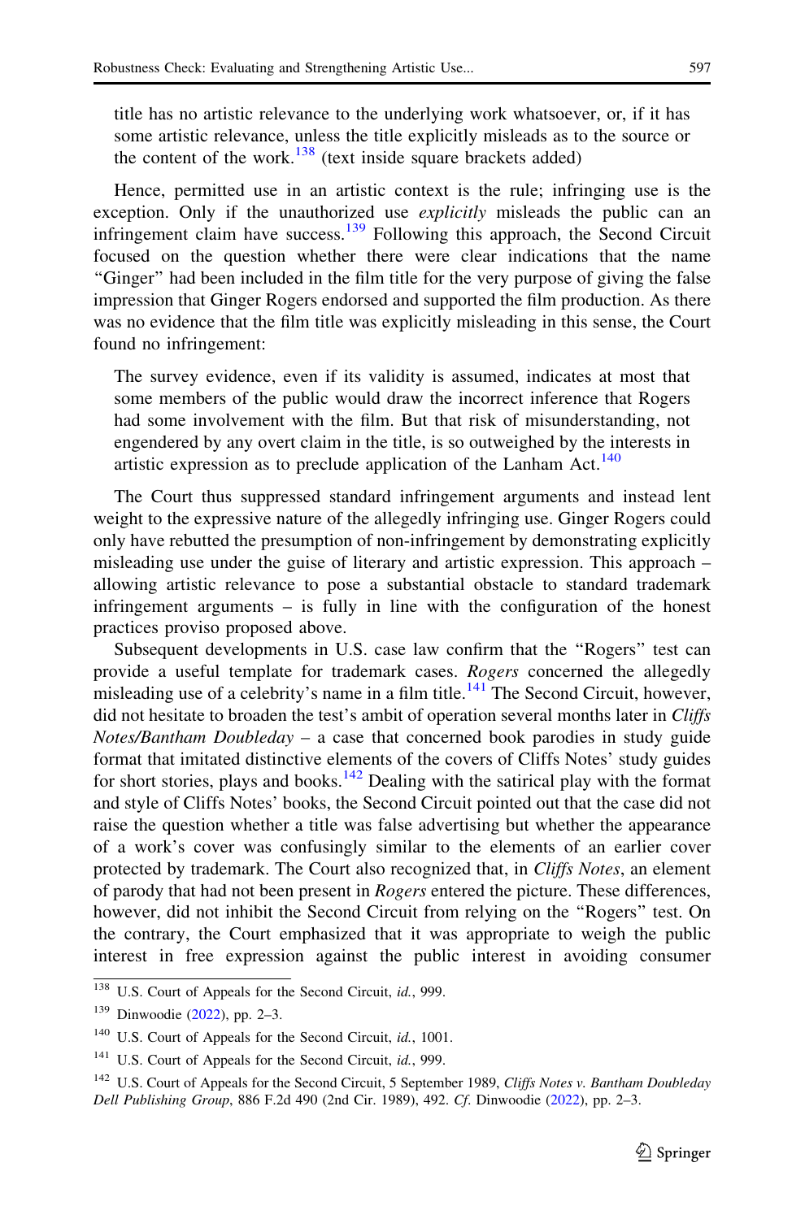title has no artistic relevance to the underlying work whatsoever, or, if it has some artistic relevance, unless the title explicitly misleads as to the source or the content of the work.[138] (text inside square brackets added)

Hence, permitted use in an artistic context is the rule; infringing use is the exception. Only if the unauthorized use *explicitly* misleads the public can an infringement claim have success.[139] Following this approach, the Second Circuit focused on the question whether there were clear indications that the name "Ginger" had been included in the film title for the very purpose of giving the false impression that Ginger Rogers endorsed and supported the film production. As there was no evidence that the film title was explicitly misleading in this sense, the Court found no infringement:

> The survey evidence, even if its validity is assumed, indicates at most that some members of the public would draw the incorrect inference that Rogers had some involvement with the film. But that risk of misunderstanding, not engendered by any overt claim in the title, is so outweighed by the interests in artistic expression as to preclude application of the Lanham Act.[140]

The Court thus suppressed standard infringement arguments and instead lent weight to the expressive nature of the allegedly infringing use. Ginger Rogers could only have rebutted the presumption of non-infringement by demonstrating explicitly misleading use under the guise of literary and artistic expression. This approach – allowing artistic relevance to pose a substantial obstacle to standard trademark infringement arguments – is fully in line with the configuration of the honest practices proviso proposed above.

Subsequent developments in U.S. case law confirm that the "Rogers" test can provide a useful template for trademark cases. *Rogers* concerned the allegedly misleading use of a celebrity's name in a film title.[141] The Second Circuit, however, did not hesitate to broaden the test's ambit of operation several months later in *Cliffs Notes/Bantham Doubleday* – a case that concerned book parodies in study guide format that imitated distinctive elements of the covers of Cliffs Notes' study guides for short stories, plays and books.[142] Dealing with the satirical play with the format and style of Cliffs Notes' books, the Second Circuit pointed out that the case did not raise the question whether a title was false advertising but whether the appearance of a work's cover was confusingly similar to the elements of an earlier cover protected by trademark. The Court also recognized that, in *Cliffs Notes*, an element of parody that had not been present in *Rogers* entered the picture. These differences, however, did not inhibit the Second Circuit from relying on the "Rogers" test. On the contrary, the Court emphasized that it was appropriate to weigh the public interest in free expression against the public interest in avoiding consumer

---

[138] U.S. Court of Appeals for the Second Circuit, *id.*, 999.

[139] Dinwoodie (2022), pp. 2–3.

[140] U.S. Court of Appeals for the Second Circuit, *id.*, 1001.

[141] U.S. Court of Appeals for the Second Circuit, *id.*, 999.

[142] U.S. Court of Appeals for the Second Circuit, 5 September 1989, *Cliffs Notes v. Bantham Doubleday Dell Publishing Group*, 886 F.2d 490 (2nd Cir. 1989), 492. *Cf.* Dinwoodie (2022), pp. 2–3.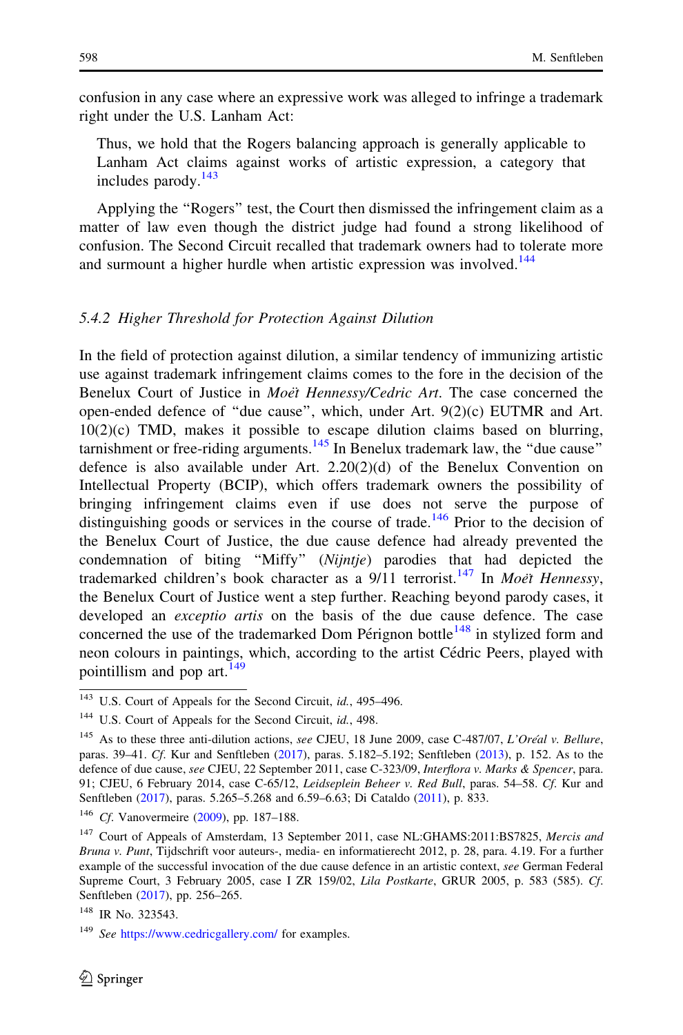confusion in any case where an expressive work was alleged to infringe a trademark right under the U.S. Lanham Act:

> Thus, we hold that the Rogers balancing approach is generally applicable to Lanham Act claims against works of artistic expression, a category that includes parody.[143]

Applying the "Rogers" test, the Court then dismissed the infringement claim as a matter of law even though the district judge had found a strong likelihood of confusion. The Second Circuit recalled that trademark owners had to tolerate more and surmount a higher hurdle when artistic expression was involved.[144]

### 5.4.2 Higher Threshold for Protection Against Dilution

In the field of protection against dilution, a similar tendency of immunizing artistic use against trademark infringement claims comes to the fore in the decision of the Benelux Court of Justice in *Moët Hennessy/Cedric Art*. The case concerned the open-ended defence of "due cause", which, under Art. 9(2)(c) EUTMR and Art. 10(2)(c) TMD, makes it possible to escape dilution claims based on blurring, tarnishment or free-riding arguments.[145] In Benelux trademark law, the "due cause" defence is also available under Art. 2.20(2)(d) of the Benelux Convention on Intellectual Property (BCIP), which offers trademark owners the possibility of bringing infringement claims even if use does not serve the purpose of distinguishing goods or services in the course of trade.[146] Prior to the decision of the Benelux Court of Justice, the due cause defence had already prevented the condemnation of biting "Miffy" (*Nijntje*) parodies that had depicted the trademarked children's book character as a 9/11 terrorist.[147] In *Moët Hennessy*, the Benelux Court of Justice went a step further. Reaching beyond parody cases, it developed an *exceptio artis* on the basis of the due cause defence. The case concerned the use of the trademarked Dom Pérignon bottle[148] in stylized form and neon colours in paintings, which, according to the artist Cédric Peers, played with pointillism and pop art.[149]

---

[143] U.S. Court of Appeals for the Second Circuit, *id.*, 495–496.

[144] U.S. Court of Appeals for the Second Circuit, *id.*, 498.

[145] As to these three anti-dilution actions, *see* CJEU, 18 June 2009, case C-487/07, *L'Oréal v. Bellure*, paras. 39–41. *Cf.* Kur and Senftleben (2017), paras. 5.182–5.192; Senftleben (2013), p. 152. As to the defence of due cause, *see* CJEU, 22 September 2011, case C-323/09, *Interflora v. Marks & Spencer*, para. 91; CJEU, 6 February 2014, case C-65/12, *Leidseplein Beheer v. Red Bull*, paras. 54–58. *Cf.* Kur and Senftleben (2017), paras. 5.265–5.268 and 6.59–6.63; Di Cataldo (2011), p. 833.

[146] *Cf.* Vanovermeire (2009), pp. 187–188.

[147] Court of Appeals of Amsterdam, 13 September 2011, case NL:GHAMS:2011:BS7825, *Mercis and Bruna v. Punt*, Tijdschrift voor auteurs-, media- en informatierecht 2012, p. 28, para. 4.19. For a further example of the successful invocation of the due cause defence in an artistic context, *see* German Federal Supreme Court, 3 February 2005, case I ZR 159/02, *Lila Postkarte*, GRUR 2005, p. 583 (585). *Cf.* Senftleben (2017), pp. 256–265.

[148] IR No. 323543.

[149] *See* https://www.cedricgallery.com/ for examples.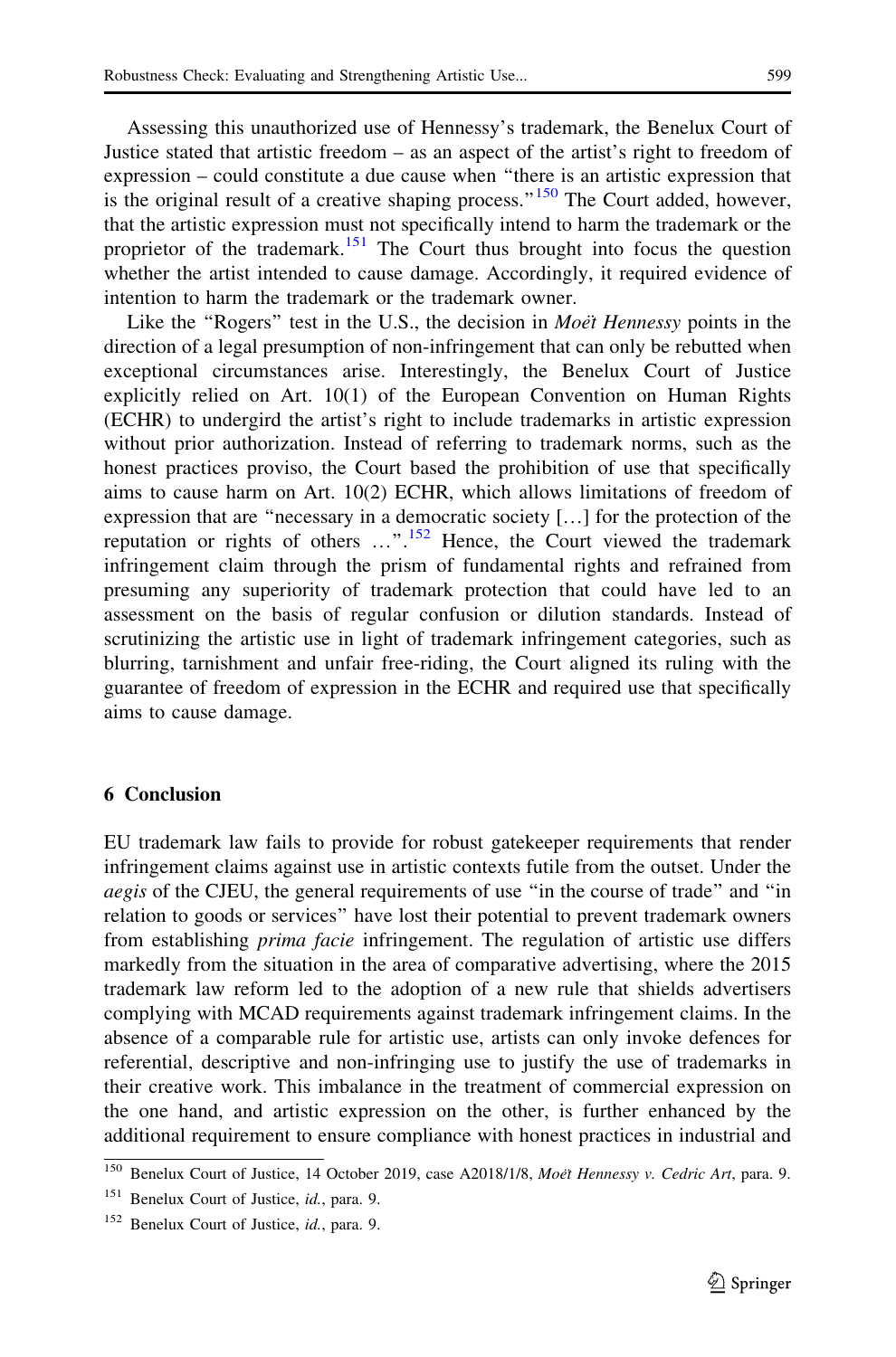Assessing this unauthorized use of Hennessy's trademark, the Benelux Court of Justice stated that artistic freedom – as an aspect of the artist's right to freedom of expression – could constitute a due cause when "there is an artistic expression that is the original result of a creative shaping process."[150] The Court added, however, that the artistic expression must not specifically intend to harm the trademark or the proprietor of the trademark.[151] The Court thus brought into focus the question whether the artist intended to cause damage. Accordingly, it required evidence of intention to harm the trademark or the trademark owner.

Like the "Rogers" test in the U.S., the decision in *Moët Hennessy* points in the direction of a legal presumption of non-infringement that can only be rebutted when exceptional circumstances arise. Interestingly, the Benelux Court of Justice explicitly relied on Art. 10(1) of the European Convention on Human Rights (ECHR) to undergird the artist's right to include trademarks in artistic expression without prior authorization. Instead of referring to trademark norms, such as the honest practices proviso, the Court based the prohibition of use that specifically aims to cause harm on Art. 10(2) ECHR, which allows limitations of freedom of expression that are "necessary in a democratic society […] for the protection of the reputation or rights of others …".[152] Hence, the Court viewed the trademark infringement claim through the prism of fundamental rights and refrained from presuming any superiority of trademark protection that could have led to an assessment on the basis of regular confusion or dilution standards. Instead of scrutinizing the artistic use in light of trademark infringement categories, such as blurring, tarnishment and unfair free-riding, the Court aligned its ruling with the guarantee of freedom of expression in the ECHR and required use that specifically aims to cause damage.

## 6 Conclusion

EU trademark law fails to provide for robust gatekeeper requirements that render infringement claims against use in artistic contexts futile from the outset. Under the *aegis* of the CJEU, the general requirements of use "in the course of trade" and "in relation to goods or services" have lost their potential to prevent trademark owners from establishing *prima facie* infringement. The regulation of artistic use differs markedly from the situation in the area of comparative advertising, where the 2015 trademark law reform led to the adoption of a new rule that shields advertisers complying with MCAD requirements against trademark infringement claims. In the absence of a comparable rule for artistic use, artists can only invoke defences for referential, descriptive and non-infringing use to justify the use of trademarks in their creative work. This imbalance in the treatment of commercial expression on the one hand, and artistic expression on the other, is further enhanced by the additional requirement to ensure compliance with honest practices in industrial and

[150] Benelux Court of Justice, 14 October 2019, case A2018/1/8, *Moët Hennessy v. Cedric Art*, para. 9.

[151] Benelux Court of Justice, *id.*, para. 9.

[152] Benelux Court of Justice, *id.*, para. 9.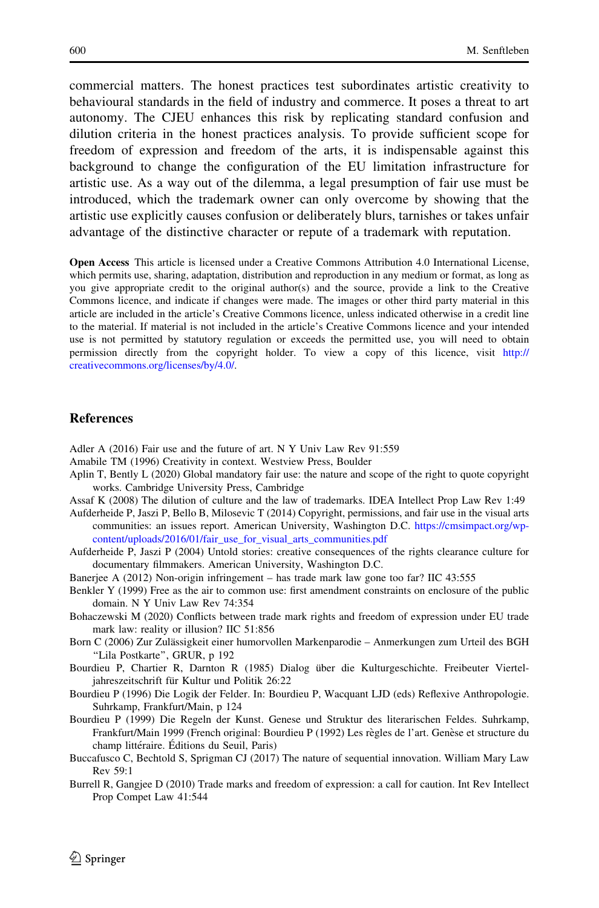commercial matters. The honest practices test subordinates artistic creativity to behavioural standards in the field of industry and commerce. It poses a threat to art autonomy. The CJEU enhances this risk by replicating standard confusion and dilution criteria in the honest practices analysis. To provide sufficient scope for freedom of expression and freedom of the arts, it is indispensable against this background to change the configuration of the EU limitation infrastructure for artistic use. As a way out of the dilemma, a legal presumption of fair use must be introduced, which the trademark owner can only overcome by showing that the artistic use explicitly causes confusion or deliberately blurs, tarnishes or takes unfair advantage of the distinctive character or repute of a trademark with reputation.

**Open Access** This article is licensed under a Creative Commons Attribution 4.0 International License, which permits use, sharing, adaptation, distribution and reproduction in any medium or format, as long as you give appropriate credit to the original author(s) and the source, provide a link to the Creative Commons licence, and indicate if changes were made. The images or other third party material in this article are included in the article's Creative Commons licence, unless indicated otherwise in a credit line to the material. If material is not included in the article's Creative Commons licence and your intended use is not permitted by statutory regulation or exceeds the permitted use, you will need to obtain permission directly from the copyright holder. To view a copy of this licence, visit http://creativecommons.org/licenses/by/4.0/.

## References

Adler A (2016) Fair use and the future of art. N Y Univ Law Rev 91:559

Amabile TM (1996) Creativity in context. Westview Press, Boulder

Aplin T, Bently L (2020) Global mandatory fair use: the nature and scope of the right to quote copyright works. Cambridge University Press, Cambridge

Assaf K (2008) The dilution of culture and the law of trademarks. IDEA Intellect Prop Law Rev 1:49

Aufderheide P, Jaszi P, Bello B, Milosevic T (2014) Copyright, permissions, and fair use in the visual arts communities: an issues report. American University, Washington D.C. https://cmsimpact.org/wp-content/uploads/2016/01/fair_use_for_visual_arts_communities.pdf

Aufderheide P, Jaszi P (2004) Untold stories: creative consequences of the rights clearance culture for documentary filmmakers. American University, Washington D.C.

Banerjee A (2012) Non-origin infringement – has trade mark law gone too far? IIC 43:555

Benkler Y (1999) Free as the air to common use: first amendment constraints on enclosure of the public domain. N Y Univ Law Rev 74:354

Bohaczewski M (2020) Conflicts between trade mark rights and freedom of expression under EU trade mark law: reality or illusion? IIC 51:856

Born C (2006) Zur Zulässigkeit einer humorvollen Markenparodie – Anmerkungen zum Urteil des BGH "Lila Postkarte", GRUR, p 192

Bourdieu P, Chartier R, Darnton R (1985) Dialog über die Kulturgeschichte. Freibeuter Vierteljahreszeitschrift für Kultur und Politik 26:22

Bourdieu P (1996) Die Logik der Felder. In: Bourdieu P, Wacquant LJD (eds) Reflexive Anthropologie. Suhrkamp, Frankfurt/Main, p 124

Bourdieu P (1999) Die Regeln der Kunst. Genese und Struktur des literarischen Feldes. Suhrkamp, Frankfurt/Main 1999 (French original: Bourdieu P (1992) Les règles de l'art. Genèse et structure du champ littéraire. Éditions du Seuil, Paris)

Buccafusco C, Bechtold S, Sprigman CJ (2017) The nature of sequential innovation. William Mary Law Rev 59:1

Burrell R, Gangjee D (2010) Trade marks and freedom of expression: a call for caution. Int Rev Intellect Prop Compet Law 41:544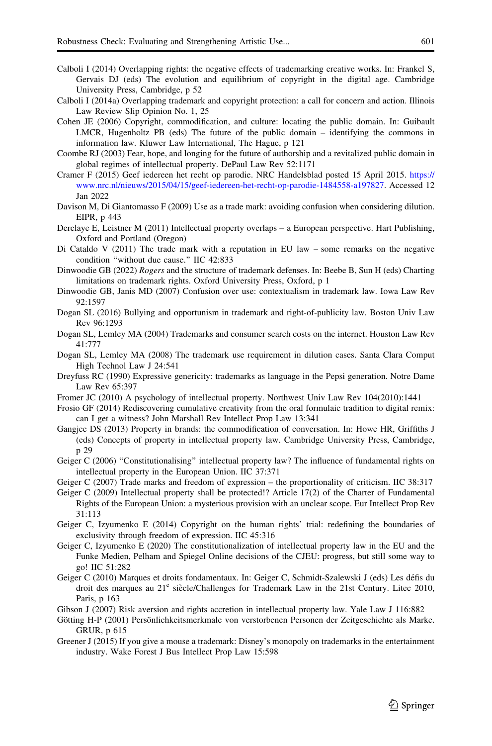Calboli I (2014) Overlapping rights: the negative effects of trademarking creative works. In: Frankel S, Gervais DJ (eds) The evolution and equilibrium of copyright in the digital age. Cambridge University Press, Cambridge, p 52

Calboli I (2014a) Overlapping trademark and copyright protection: a call for concern and action. Illinois Law Review Slip Opinion No. 1, 25

Cohen JE (2006) Copyright, commodification, and culture: locating the public domain. In: Guibault LMCR, Hugenholtz PB (eds) The future of the public domain – identifying the commons in information law. Kluwer Law International, The Hague, p 121

Coombe RJ (2003) Fear, hope, and longing for the future of authorship and a revitalized public domain in global regimes of intellectual property. DePaul Law Rev 52:1171

Cramer F (2015) Geef iedereen het recht op parodie. NRC Handelsblad posted 15 April 2015. https://www.nrc.nl/nieuws/2015/04/15/geef-iedereen-het-recht-op-parodie-1484558-a197827. Accessed 12 Jan 2022

Davison M, Di Giantomasso F (2009) Use as a trade mark: avoiding confusion when considering dilution. EIPR, p 443

Derclaye E, Leistner M (2011) Intellectual property overlaps – a European perspective. Hart Publishing, Oxford and Portland (Oregon)

Di Cataldo V (2011) The trade mark with a reputation in EU law – some remarks on the negative condition "without due cause." IIC 42:833

Dinwoodie GB (2022) *Rogers* and the structure of trademark defenses. In: Beebe B, Sun H (eds) Charting limitations on trademark rights. Oxford University Press, Oxford, p 1

Dinwoodie GB, Janis MD (2007) Confusion over use: contextualism in trademark law. Iowa Law Rev 92:1597

Dogan SL (2016) Bullying and opportunism in trademark and right-of-publicity law. Boston Univ Law Rev 96:1293

Dogan SL, Lemley MA (2004) Trademarks and consumer search costs on the internet. Houston Law Rev 41:777

Dogan SL, Lemley MA (2008) The trademark use requirement in dilution cases. Santa Clara Comput High Technol Law J 24:541

Dreyfuss RC (1990) Expressive genericity: trademarks as language in the Pepsi generation. Notre Dame Law Rev 65:397

Fromer JC (2010) A psychology of intellectual property. Northwest Univ Law Rev 104(2010):1441

Frosio GF (2014) Rediscovering cumulative creativity from the oral formulaic tradition to digital remix: can I get a witness? John Marshall Rev Intellect Prop Law 13:341

Gangjee DS (2013) Property in brands: the commodification of conversation. In: Howe HR, Griffiths J (eds) Concepts of property in intellectual property law. Cambridge University Press, Cambridge, p 29

Geiger C (2006) "Constitutionalising" intellectual property law? The influence of fundamental rights on intellectual property in the European Union. IIC 37:371

Geiger C (2007) Trade marks and freedom of expression – the proportionality of criticism. IIC 38:317

Geiger C (2009) Intellectual property shall be protected!? Article 17(2) of the Charter of Fundamental Rights of the European Union: a mysterious provision with an unclear scope. Eur Intellect Prop Rev 31:113

Geiger C, Izyumenko E (2014) Copyright on the human rights' trial: redefining the boundaries of exclusivity through freedom of expression. IIC 45:316

Geiger C, Izyumenko E (2020) The constitutionalization of intellectual property law in the EU and the Funke Medien, Pelham and Spiegel Online decisions of the CJEU: progress, but still some way to go! IIC 51:282

Geiger C (2010) Marques et droits fondamentaux. In: Geiger C, Schmidt-Szalewski J (eds) Les défis du droit des marques au 21ᵉ siècle/Challenges for Trademark Law in the 21st Century. Litec 2010, Paris, p 163

Gibson J (2007) Risk aversion and rights accretion in intellectual property law. Yale Law J 116:882

Götting H-P (2001) Persönlichkeitsmerkmale von verstorbenen Personen der Zeitgeschichte als Marke. GRUR, p 615

Greener J (2015) If you give a mouse a trademark: Disney's monopoly on trademarks in the entertainment industry. Wake Forest J Bus Intellect Prop Law 15:598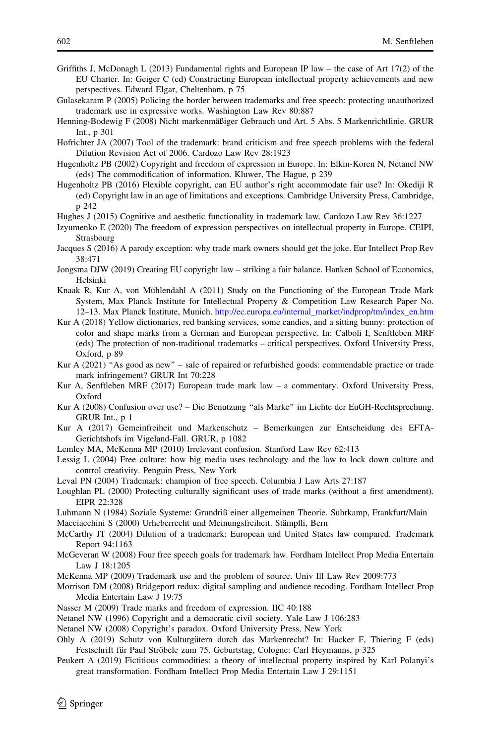Griffiths J, McDonagh L (2013) Fundamental rights and European IP law – the case of Art 17(2) of the EU Charter. In: Geiger C (ed) Constructing European intellectual property achievements and new perspectives. Edward Elgar, Cheltenham, p 75

Gulasekaram P (2005) Policing the border between trademarks and free speech: protecting unauthorized trademark use in expressive works. Washington Law Rev 80:887

Henning-Bodewig F (2008) Nicht markenmäßiger Gebrauch und Art. 5 Abs. 5 Markenrichtlinie. GRUR Int., p 301

Hofrichter JA (2007) Tool of the trademark: brand criticism and free speech problems with the federal Dilution Revision Act of 2006. Cardozo Law Rev 28:1923

Hugenholtz PB (2002) Copyright and freedom of expression in Europe. In: Elkin-Koren N, Netanel NW (eds) The commodification of information. Kluwer, The Hague, p 239

Hugenholtz PB (2016) Flexible copyright, can EU author's right accommodate fair use? In: Okediji R (ed) Copyright law in an age of limitations and exceptions. Cambridge University Press, Cambridge, p 242

Hughes J (2015) Cognitive and aesthetic functionality in trademark law. Cardozo Law Rev 36:1227

Izyumenko E (2020) The freedom of expression perspectives on intellectual property in Europe. CEIPI, Strasbourg

Jacques S (2016) A parody exception: why trade mark owners should get the joke. Eur Intellect Prop Rev 38:471

Jongsma DJW (2019) Creating EU copyright law – striking a fair balance. Hanken School of Economics, Helsinki

Knaak R, Kur A, von Mühlendahl A (2011) Study on the Functioning of the European Trade Mark System, Max Planck Institute for Intellectual Property & Competition Law Research Paper No. 12–13. Max Planck Institute, Munich. http://ec.europa.eu/internal_market/indprop/tm/index_en.htm

Kur A (2018) Yellow dictionaries, red banking services, some candies, and a sitting bunny: protection of color and shape marks from a German and European perspective. In: Calboli I, Senftleben MRF (eds) The protection of non-traditional trademarks – critical perspectives. Oxford University Press, Oxford, p 89

Kur A (2021) "As good as new" – sale of repaired or refurbished goods: commendable practice or trade mark infringement? GRUR Int 70:228

Kur A, Senftleben MRF (2017) European trade mark law – a commentary. Oxford University Press, Oxford

Kur A (2008) Confusion over use? – Die Benutzung "als Marke" im Lichte der EuGH-Rechtsprechung. GRUR Int., p 1

Kur A (2017) Gemeinfreiheit und Markenschutz – Bemerkungen zur Entscheidung des EFTA-Gerichtshofs im Vigeland-Fall. GRUR, p 1082

Lemley MA, McKenna MP (2010) Irrelevant confusion. Stanford Law Rev 62:413

Lessig L (2004) Free culture: how big media uses technology and the law to lock down culture and control creativity. Penguin Press, New York

Leval PN (2004) Trademark: champion of free speech. Columbia J Law Arts 27:187

Loughlan PL (2000) Protecting culturally significant uses of trade marks (without a first amendment). EIPR 22:328

Luhmann N (1984) Soziale Systeme: Grundriß einer allgemeinen Theorie. Suhrkamp, Frankfurt/Main

Macciacchini S (2000) Urheberrecht und Meinungsfreiheit. Stämpfli, Bern

McCarthy JT (2004) Dilution of a trademark: European and United States law compared. Trademark Report 94:1163

McGeveran W (2008) Four free speech goals for trademark law. Fordham Intellect Prop Media Entertain Law J 18:1205

McKenna MP (2009) Trademark use and the problem of source. Univ Ill Law Rev 2009:773

Morrison DM (2008) Bridgeport redux: digital sampling and audience recoding. Fordham Intellect Prop Media Entertain Law J 19:75

Nasser M (2009) Trade marks and freedom of expression. IIC 40:188

Netanel NW (1996) Copyright and a democratic civil society. Yale Law J 106:283

Netanel NW (2008) Copyright's paradox. Oxford University Press, New York

Ohly A (2019) Schutz von Kulturgütern durch das Markenrecht? In: Hacker F, Thiering F (eds) Festschrift für Paul Ströbele zum 75. Geburtstag, Cologne: Carl Heymanns, p 325

Peukert A (2019) Fictitious commodities: a theory of intellectual property inspired by Karl Polanyi's great transformation. Fordham Intellect Prop Media Entertain Law J 29:1151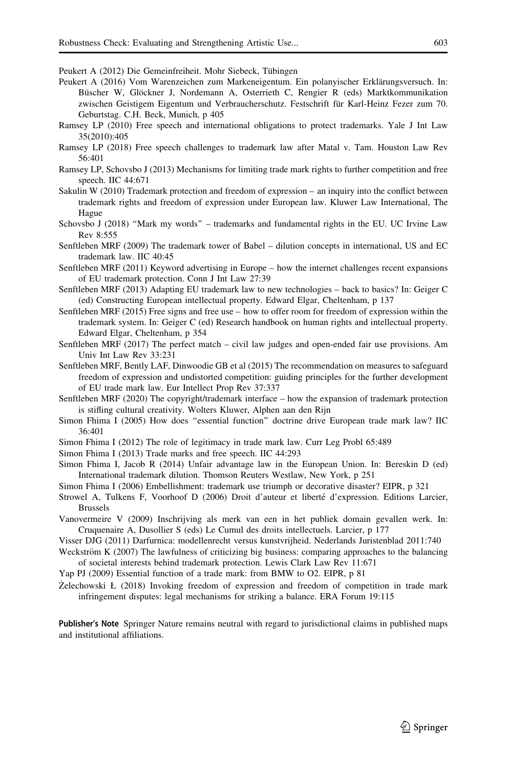Peukert A (2012) Die Gemeinfreiheit. Mohr Siebeck, Tübingen

Peukert A (2016) Vom Warenzeichen zum Markeneigentum. Ein polanyischer Erklärungsversuch. In: Büscher W, Glöckner J, Nordemann A, Osterrieth C, Rengier R (eds) Marktkommunikation zwischen Geistigem Eigentum und Verbraucherschutz. Festschrift für Karl-Heinz Fezer zum 70. Geburtstag. C.H. Beck, Munich, p 405

Ramsey LP (2010) Free speech and international obligations to protect trademarks. Yale J Int Law 35(2010):405

Ramsey LP (2018) Free speech challenges to trademark law after Matal v. Tam. Houston Law Rev 56:401

Ramsey LP, Schovsbo J (2013) Mechanisms for limiting trade mark rights to further competition and free speech. IIC 44:671

Sakulin W (2010) Trademark protection and freedom of expression – an inquiry into the conflict between trademark rights and freedom of expression under European law. Kluwer Law International, The Hague

Schovsbo J (2018) "Mark my words" – trademarks and fundamental rights in the EU. UC Irvine Law Rev 8:555

Senftleben MRF (2009) The trademark tower of Babel – dilution concepts in international, US and EC trademark law. IIC 40:45

Senftleben MRF (2011) Keyword advertising in Europe – how the internet challenges recent expansions of EU trademark protection. Conn J Int Law 27:39

Senftleben MRF (2013) Adapting EU trademark law to new technologies – back to basics? In: Geiger C (ed) Constructing European intellectual property. Edward Elgar, Cheltenham, p 137

Senftleben MRF (2015) Free signs and free use – how to offer room for freedom of expression within the trademark system. In: Geiger C (ed) Research handbook on human rights and intellectual property. Edward Elgar, Cheltenham, p 354

Senftleben MRF (2017) The perfect match – civil law judges and open-ended fair use provisions. Am Univ Int Law Rev 33:231

Senftleben MRF, Bently LAF, Dinwoodie GB et al (2015) The recommendation on measures to safeguard freedom of expression and undistorted competition: guiding principles for the further development of EU trade mark law. Eur Intellect Prop Rev 37:337

Senftleben MRF (2020) The copyright/trademark interface – how the expansion of trademark protection is stifling cultural creativity. Wolters Kluwer, Alphen aan den Rijn

Simon Fhima I (2005) How does "essential function" doctrine drive European trade mark law? IIC 36:401

Simon Fhima I (2012) The role of legitimacy in trade mark law. Curr Leg Probl 65:489

Simon Fhima I (2013) Trade marks and free speech. IIC 44:293

Simon Fhima I, Jacob R (2014) Unfair advantage law in the European Union. In: Bereskin D (ed) International trademark dilution. Thomson Reuters Westlaw, New York, p 251

Simon Fhima I (2006) Embellishment: trademark use triumph or decorative disaster? EIPR, p 321

Strowel A, Tulkens F, Voorhoof D (2006) Droit d'auteur et liberté d'expression. Editions Larcier, Brussels

Vanovermeire V (2009) Inschrijving als merk van een in het publiek domain gevallen werk. In: Cruquenaire A, Dusollier S (eds) Le Cumul des droits intellectuels. Larcier, p 177

Visser DJG (2011) Darfurnica: modellenrecht versus kunstvrijheid. Nederlands Juristenblad 2011:740

Weckström K (2007) The lawfulness of criticizing big business: comparing approaches to the balancing of societal interests behind trademark protection. Lewis Clark Law Rev 11:671

Yap PJ (2009) Essential function of a trade mark: from BMW to O2. EIPR, p 81

Żelechowski Ł (2018) Invoking freedom of expression and freedom of competition in trade mark infringement disputes: legal mechanisms for striking a balance. ERA Forum 19:115

**Publisher's Note** Springer Nature remains neutral with regard to jurisdictional claims in published maps and institutional affiliations.